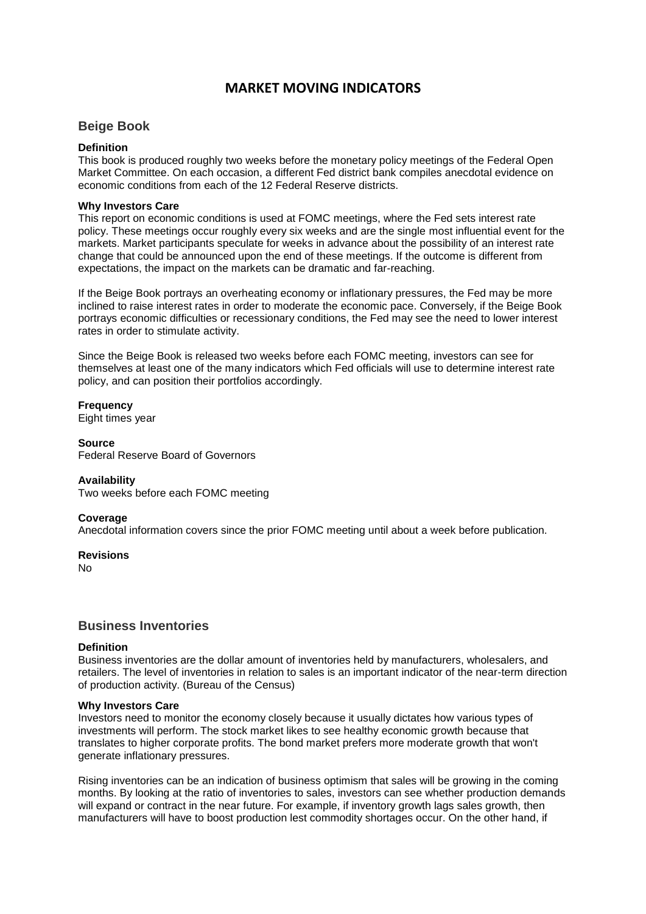# MARKET MOVING INDICATORS

## Beige Book

**Definition**
This book is produced roughly two weeks before the monetary policy meetings of the Federal Open Market Committee. On each occasion, a different Fed district bank compiles anecdotal evidence on economic conditions from each of the 12 Federal Reserve districts.

**Why Investors Care**
This report on economic conditions is used at FOMC meetings, where the Fed sets interest rate policy. These meetings occur roughly every six weeks and are the single most influential event for the markets. Market participants speculate for weeks in advance about the possibility of an interest rate change that could be announced upon the end of these meetings. If the outcome is different from expectations, the impact on the markets can be dramatic and far-reaching.

If the Beige Book portrays an overheating economy or inflationary pressures, the Fed may be more inclined to raise interest rates in order to moderate the economic pace. Conversely, if the Beige Book portrays economic difficulties or recessionary conditions, the Fed may see the need to lower interest rates in order to stimulate activity.

Since the Beige Book is released two weeks before each FOMC meeting, investors can see for themselves at least one of the many indicators which Fed officials will use to determine interest rate policy, and can position their portfolios accordingly.

**Frequency**
Eight times year

**Source**
Federal Reserve Board of Governors

**Availability**
Two weeks before each FOMC meeting

**Coverage**
Anecdotal information covers since the prior FOMC meeting until about a week before publication.

**Revisions**
No

## Business Inventories

**Definition**
Business inventories are the dollar amount of inventories held by manufacturers, wholesalers, and retailers. The level of inventories in relation to sales is an important indicator of the near-term direction of production activity. (Bureau of the Census)

**Why Investors Care**
Investors need to monitor the economy closely because it usually dictates how various types of investments will perform. The stock market likes to see healthy economic growth because that translates to higher corporate profits. The bond market prefers more moderate growth that won't generate inflationary pressures.

Rising inventories can be an indication of business optimism that sales will be growing in the coming months. By looking at the ratio of inventories to sales, investors can see whether production demands will expand or contract in the near future. For example, if inventory growth lags sales growth, then manufacturers will have to boost production lest commodity shortages occur. On the other hand, if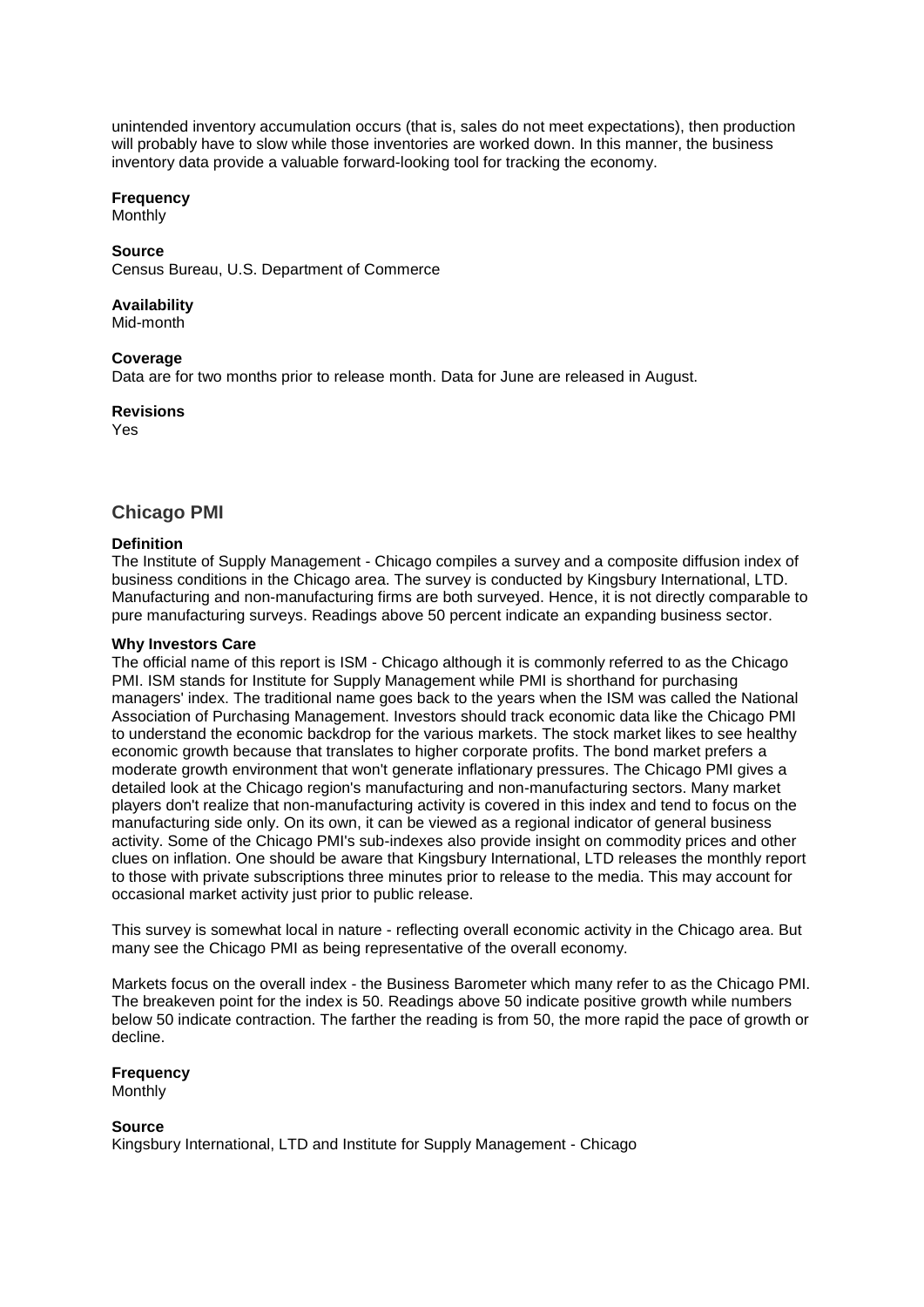unintended inventory accumulation occurs (that is, sales do not meet expectations), then production will probably have to slow while those inventories are worked down. In this manner, the business inventory data provide a valuable forward-looking tool for tracking the economy.

**Frequency**
Monthly

**Source**
Census Bureau, U.S. Department of Commerce

**Availability**
Mid-month

**Coverage**
Data are for two months prior to release month. Data for June are released in August.

**Revisions**
Yes

## Chicago PMI

**Definition**
The Institute of Supply Management - Chicago compiles a survey and a composite diffusion index of business conditions in the Chicago area. The survey is conducted by Kingsbury International, LTD. Manufacturing and non-manufacturing firms are both surveyed. Hence, it is not directly comparable to pure manufacturing surveys. Readings above 50 percent indicate an expanding business sector.

**Why Investors Care**
The official name of this report is ISM - Chicago although it is commonly referred to as the Chicago PMI. ISM stands for Institute for Supply Management while PMI is shorthand for purchasing managers' index. The traditional name goes back to the years when the ISM was called the National Association of Purchasing Management. Investors should track economic data like the Chicago PMI to understand the economic backdrop for the various markets. The stock market likes to see healthy economic growth because that translates to higher corporate profits. The bond market prefers a moderate growth environment that won't generate inflationary pressures. The Chicago PMI gives a detailed look at the Chicago region's manufacturing and non-manufacturing sectors. Many market players don't realize that non-manufacturing activity is covered in this index and tend to focus on the manufacturing side only. On its own, it can be viewed as a regional indicator of general business activity. Some of the Chicago PMI's sub-indexes also provide insight on commodity prices and other clues on inflation. One should be aware that Kingsbury International, LTD releases the monthly report to those with private subscriptions three minutes prior to release to the media. This may account for occasional market activity just prior to public release.

This survey is somewhat local in nature - reflecting overall economic activity in the Chicago area. But many see the Chicago PMI as being representative of the overall economy.

Markets focus on the overall index - the Business Barometer which many refer to as the Chicago PMI. The breakeven point for the index is 50. Readings above 50 indicate positive growth while numbers below 50 indicate contraction. The farther the reading is from 50, the more rapid the pace of growth or decline.

**Frequency**
Monthly

**Source**
Kingsbury International, LTD and Institute for Supply Management - Chicago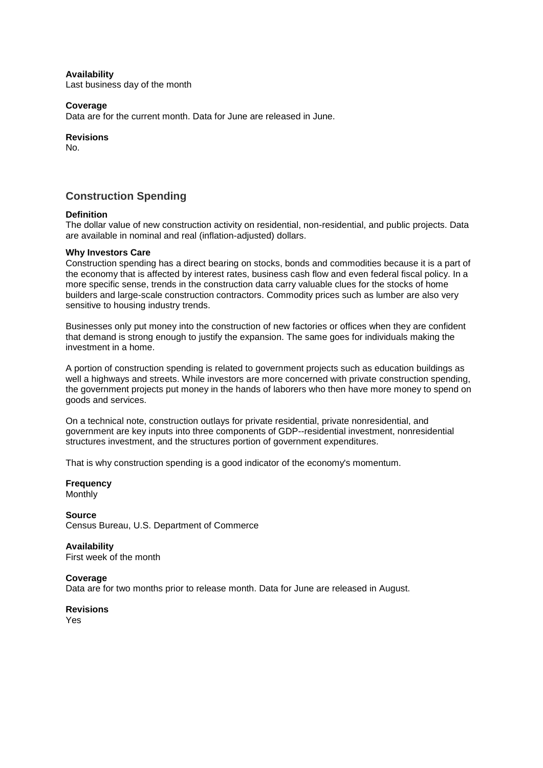**Availability**
Last business day of the month

**Coverage**
Data are for the current month. Data for June are released in June.

**Revisions**
No.

## Construction Spending

**Definition**
The dollar value of new construction activity on residential, non-residential, and public projects. Data are available in nominal and real (inflation-adjusted) dollars.

**Why Investors Care**
Construction spending has a direct bearing on stocks, bonds and commodities because it is a part of the economy that is affected by interest rates, business cash flow and even federal fiscal policy. In a more specific sense, trends in the construction data carry valuable clues for the stocks of home builders and large-scale construction contractors. Commodity prices such as lumber are also very sensitive to housing industry trends.

Businesses only put money into the construction of new factories or offices when they are confident that demand is strong enough to justify the expansion. The same goes for individuals making the investment in a home.

A portion of construction spending is related to government projects such as education buildings as well a highways and streets. While investors are more concerned with private construction spending, the government projects put money in the hands of laborers who then have more money to spend on goods and services.

On a technical note, construction outlays for private residential, private nonresidential, and government are key inputs into three components of GDP--residential investment, nonresidential structures investment, and the structures portion of government expenditures.

That is why construction spending is a good indicator of the economy's momentum.

**Frequency**
Monthly

**Source**
Census Bureau, U.S. Department of Commerce

**Availability**
First week of the month

**Coverage**
Data are for two months prior to release month. Data for June are released in August.

**Revisions**
Yes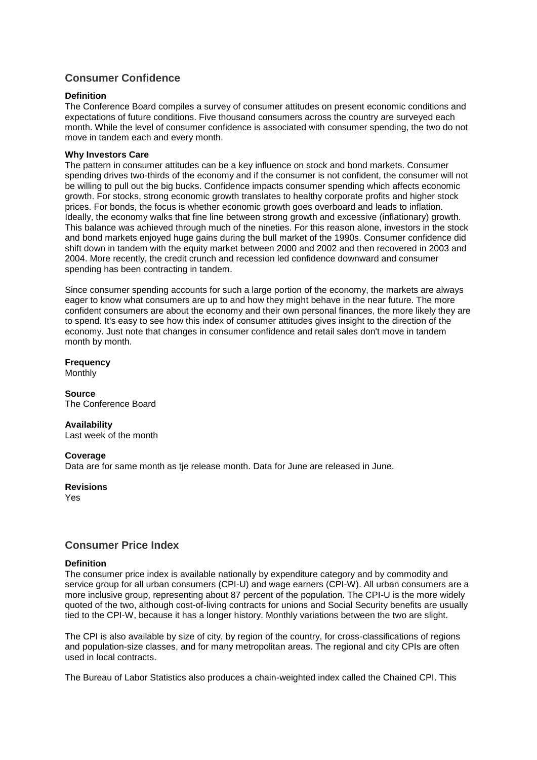## Consumer Confidence

**Definition**
The Conference Board compiles a survey of consumer attitudes on present economic conditions and expectations of future conditions. Five thousand consumers across the country are surveyed each month. While the level of consumer confidence is associated with consumer spending, the two do not move in tandem each and every month.

**Why Investors Care**
The pattern in consumer attitudes can be a key influence on stock and bond markets. Consumer spending drives two-thirds of the economy and if the consumer is not confident, the consumer will not be willing to pull out the big bucks. Confidence impacts consumer spending which affects economic growth. For stocks, strong economic growth translates to healthy corporate profits and higher stock prices. For bonds, the focus is whether economic growth goes overboard and leads to inflation. Ideally, the economy walks that fine line between strong growth and excessive (inflationary) growth. This balance was achieved through much of the nineties. For this reason alone, investors in the stock and bond markets enjoyed huge gains during the bull market of the 1990s. Consumer confidence did shift down in tandem with the equity market between 2000 and 2002 and then recovered in 2003 and 2004. More recently, the credit crunch and recession led confidence downward and consumer spending has been contracting in tandem.

Since consumer spending accounts for such a large portion of the economy, the markets are always eager to know what consumers are up to and how they might behave in the near future. The more confident consumers are about the economy and their own personal finances, the more likely they are to spend. It's easy to see how this index of consumer attitudes gives insight to the direction of the economy. Just note that changes in consumer confidence and retail sales don't move in tandem month by month.

**Frequency**
Monthly

**Source**
The Conference Board

**Availability**
Last week of the month

**Coverage**
Data are for same month as tje release month. Data for June are released in June.

**Revisions**
Yes

## Consumer Price Index

**Definition**
The consumer price index is available nationally by expenditure category and by commodity and service group for all urban consumers (CPI-U) and wage earners (CPI-W). All urban consumers are a more inclusive group, representing about 87 percent of the population. The CPI-U is the more widely quoted of the two, although cost-of-living contracts for unions and Social Security benefits are usually tied to the CPI-W, because it has a longer history. Monthly variations between the two are slight.

The CPI is also available by size of city, by region of the country, for cross-classifications of regions and population-size classes, and for many metropolitan areas. The regional and city CPIs are often used in local contracts.

The Bureau of Labor Statistics also produces a chain-weighted index called the Chained CPI. This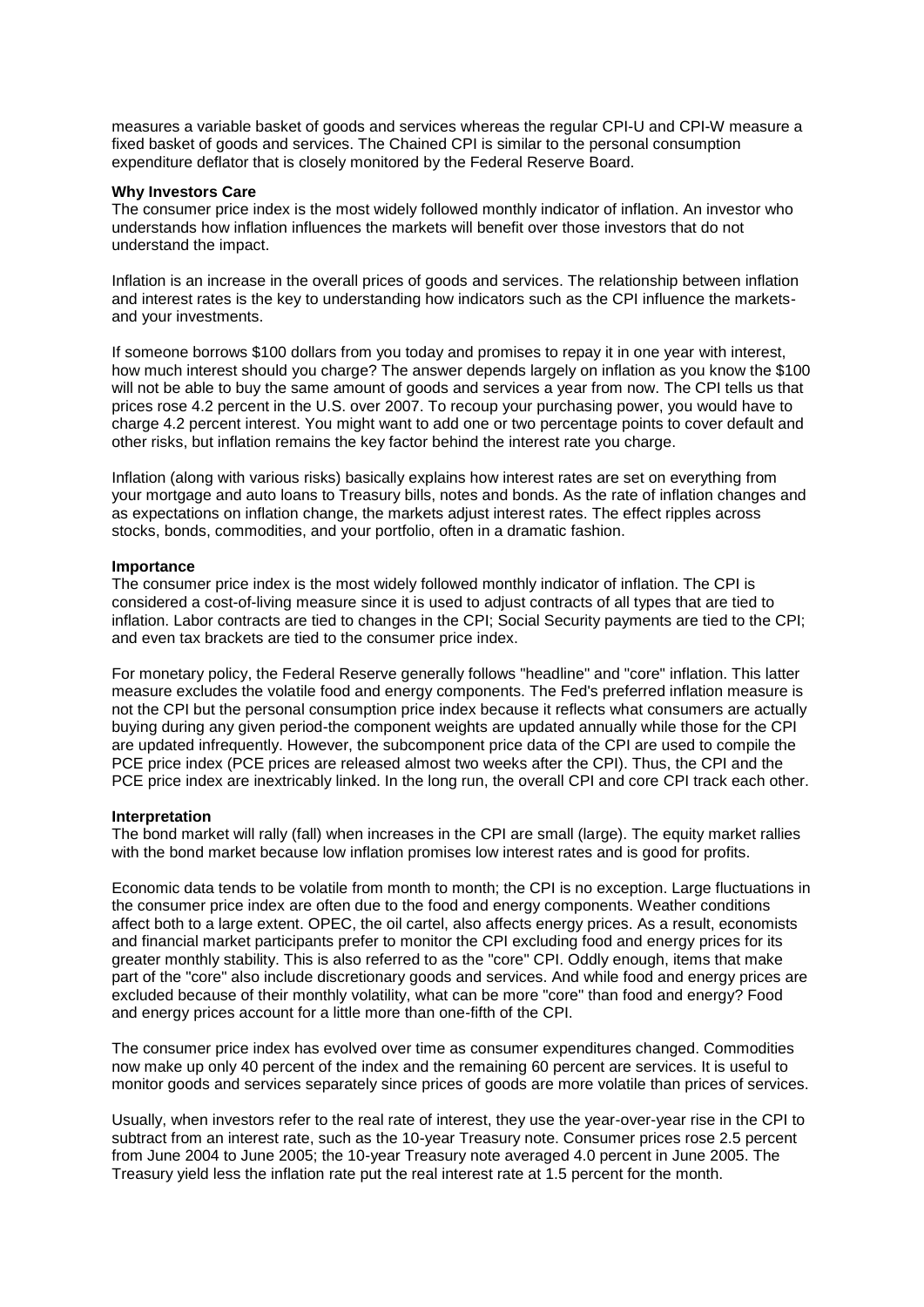measures a variable basket of goods and services whereas the regular CPI-U and CPI-W measure a fixed basket of goods and services. The Chained CPI is similar to the personal consumption expenditure deflator that is closely monitored by the Federal Reserve Board.

**Why Investors Care**

The consumer price index is the most widely followed monthly indicator of inflation. An investor who understands how inflation influences the markets will benefit over those investors that do not understand the impact.

Inflation is an increase in the overall prices of goods and services. The relationship between inflation and interest rates is the key to understanding how indicators such as the CPI influence the markets-and your investments.

If someone borrows $100 dollars from you today and promises to repay it in one year with interest, how much interest should you charge? The answer depends largely on inflation as you know the $100 will not be able to buy the same amount of goods and services a year from now. The CPI tells us that prices rose 4.2 percent in the U.S. over 2007. To recoup your purchasing power, you would have to charge 4.2 percent interest. You might want to add one or two percentage points to cover default and other risks, but inflation remains the key factor behind the interest rate you charge.

Inflation (along with various risks) basically explains how interest rates are set on everything from your mortgage and auto loans to Treasury bills, notes and bonds. As the rate of inflation changes and as expectations on inflation change, the markets adjust interest rates. The effect ripples across stocks, bonds, commodities, and your portfolio, often in a dramatic fashion.

**Importance**

The consumer price index is the most widely followed monthly indicator of inflation. The CPI is considered a cost-of-living measure since it is used to adjust contracts of all types that are tied to inflation. Labor contracts are tied to changes in the CPI; Social Security payments are tied to the CPI; and even tax brackets are tied to the consumer price index.

For monetary policy, the Federal Reserve generally follows "headline" and "core" inflation. This latter measure excludes the volatile food and energy components. The Fed's preferred inflation measure is not the CPI but the personal consumption price index because it reflects what consumers are actually buying during any given period-the component weights are updated annually while those for the CPI are updated infrequently. However, the subcomponent price data of the CPI are used to compile the PCE price index (PCE prices are released almost two weeks after the CPI). Thus, the CPI and the PCE price index are inextricably linked. In the long run, the overall CPI and core CPI track each other.

**Interpretation**

The bond market will rally (fall) when increases in the CPI are small (large). The equity market rallies with the bond market because low inflation promises low interest rates and is good for profits.

Economic data tends to be volatile from month to month; the CPI is no exception. Large fluctuations in the consumer price index are often due to the food and energy components. Weather conditions affect both to a large extent. OPEC, the oil cartel, also affects energy prices. As a result, economists and financial market participants prefer to monitor the CPI excluding food and energy prices for its greater monthly stability. This is also referred to as the "core" CPI. Oddly enough, items that make part of the "core" also include discretionary goods and services. And while food and energy prices are excluded because of their monthly volatility, what can be more "core" than food and energy? Food and energy prices account for a little more than one-fifth of the CPI.

The consumer price index has evolved over time as consumer expenditures changed. Commodities now make up only 40 percent of the index and the remaining 60 percent are services. It is useful to monitor goods and services separately since prices of goods are more volatile than prices of services.

Usually, when investors refer to the real rate of interest, they use the year-over-year rise in the CPI to subtract from an interest rate, such as the 10-year Treasury note. Consumer prices rose 2.5 percent from June 2004 to June 2005; the 10-year Treasury note averaged 4.0 percent in June 2005. The Treasury yield less the inflation rate put the real interest rate at 1.5 percent for the month.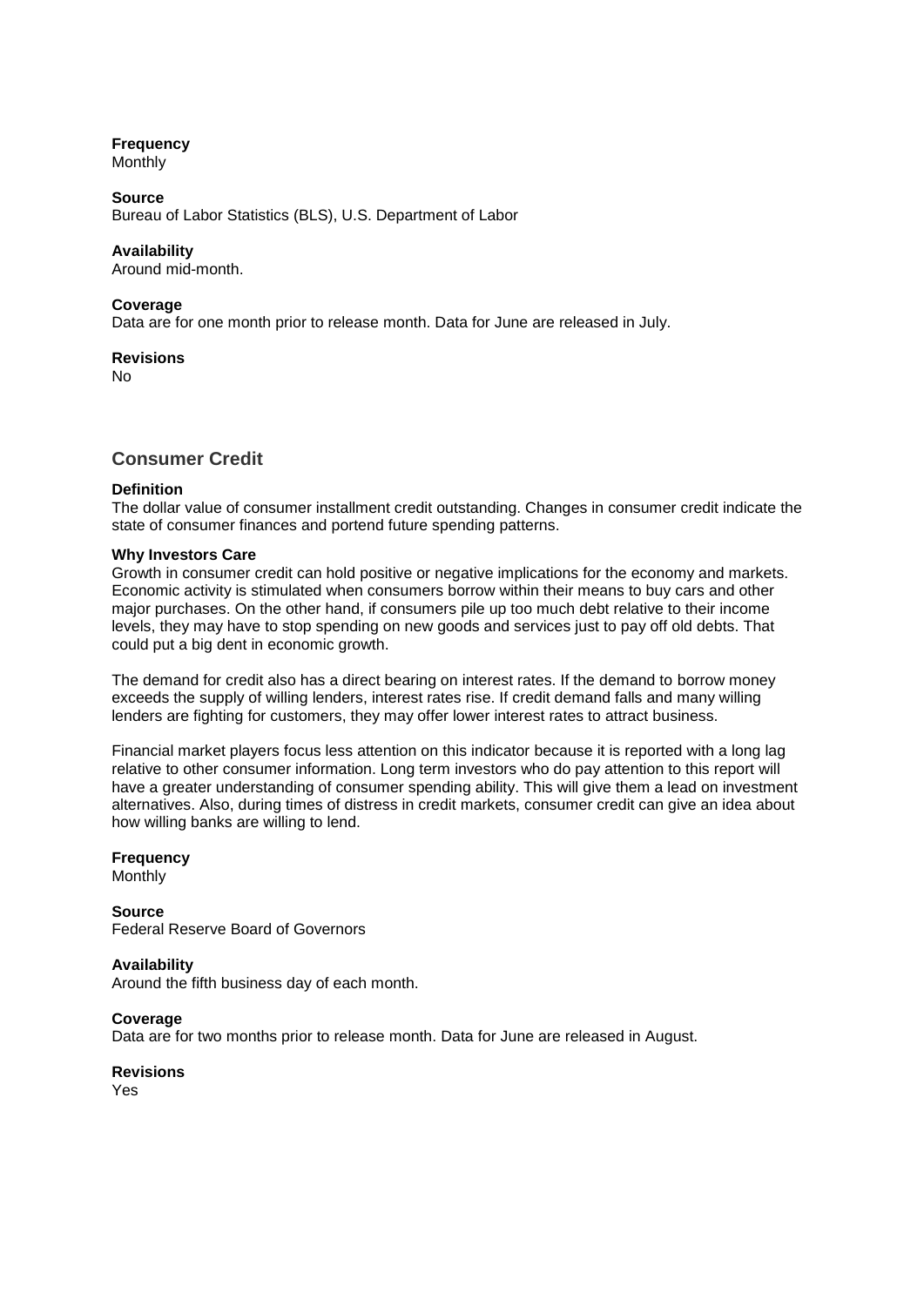**Frequency**
Monthly

**Source**
Bureau of Labor Statistics (BLS), U.S. Department of Labor

**Availability**
Around mid-month.

**Coverage**
Data are for one month prior to release month. Data for June are released in July.

**Revisions**
No

## Consumer Credit

**Definition**
The dollar value of consumer installment credit outstanding. Changes in consumer credit indicate the state of consumer finances and portend future spending patterns.

**Why Investors Care**
Growth in consumer credit can hold positive or negative implications for the economy and markets. Economic activity is stimulated when consumers borrow within their means to buy cars and other major purchases. On the other hand, if consumers pile up too much debt relative to their income levels, they may have to stop spending on new goods and services just to pay off old debts. That could put a big dent in economic growth.

The demand for credit also has a direct bearing on interest rates. If the demand to borrow money exceeds the supply of willing lenders, interest rates rise. If credit demand falls and many willing lenders are fighting for customers, they may offer lower interest rates to attract business.

Financial market players focus less attention on this indicator because it is reported with a long lag relative to other consumer information. Long term investors who do pay attention to this report will have a greater understanding of consumer spending ability. This will give them a lead on investment alternatives. Also, during times of distress in credit markets, consumer credit can give an idea about how willing banks are willing to lend.

**Frequency**
Monthly

**Source**
Federal Reserve Board of Governors

**Availability**
Around the fifth business day of each month.

**Coverage**
Data are for two months prior to release month. Data for June are released in August.

**Revisions**
Yes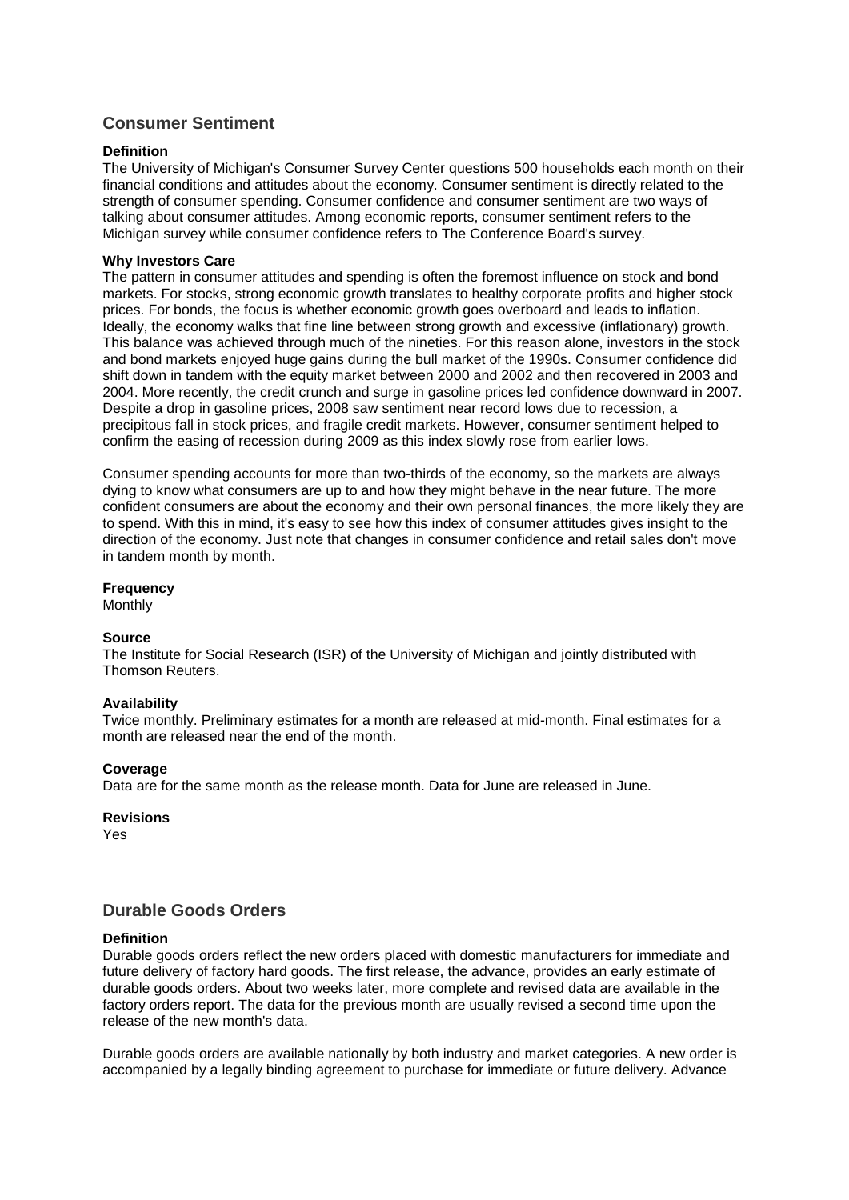## Consumer Sentiment

**Definition**

The University of Michigan's Consumer Survey Center questions 500 households each month on their financial conditions and attitudes about the economy. Consumer sentiment is directly related to the strength of consumer spending. Consumer confidence and consumer sentiment are two ways of talking about consumer attitudes. Among economic reports, consumer sentiment refers to the Michigan survey while consumer confidence refers to The Conference Board's survey.

**Why Investors Care**

The pattern in consumer attitudes and spending is often the foremost influence on stock and bond markets. For stocks, strong economic growth translates to healthy corporate profits and higher stock prices. For bonds, the focus is whether economic growth goes overboard and leads to inflation. Ideally, the economy walks that fine line between strong growth and excessive (inflationary) growth. This balance was achieved through much of the nineties. For this reason alone, investors in the stock and bond markets enjoyed huge gains during the bull market of the 1990s. Consumer confidence did shift down in tandem with the equity market between 2000 and 2002 and then recovered in 2003 and 2004. More recently, the credit crunch and surge in gasoline prices led confidence downward in 2007. Despite a drop in gasoline prices, 2008 saw sentiment near record lows due to recession, a precipitous fall in stock prices, and fragile credit markets. However, consumer sentiment helped to confirm the easing of recession during 2009 as this index slowly rose from earlier lows.

Consumer spending accounts for more than two-thirds of the economy, so the markets are always dying to know what consumers are up to and how they might behave in the near future. The more confident consumers are about the economy and their own personal finances, the more likely they are to spend. With this in mind, it's easy to see how this index of consumer attitudes gives insight to the direction of the economy. Just note that changes in consumer confidence and retail sales don't move in tandem month by month.

**Frequency**

Monthly

**Source**

The Institute for Social Research (ISR) of the University of Michigan and jointly distributed with Thomson Reuters.

**Availability**

Twice monthly. Preliminary estimates for a month are released at mid-month. Final estimates for a month are released near the end of the month.

**Coverage**

Data are for the same month as the release month. Data for June are released in June.

**Revisions**

Yes

## Durable Goods Orders

**Definition**

Durable goods orders reflect the new orders placed with domestic manufacturers for immediate and future delivery of factory hard goods. The first release, the advance, provides an early estimate of durable goods orders. About two weeks later, more complete and revised data are available in the factory orders report. The data for the previous month are usually revised a second time upon the release of the new month's data.

Durable goods orders are available nationally by both industry and market categories. A new order is accompanied by a legally binding agreement to purchase for immediate or future delivery. Advance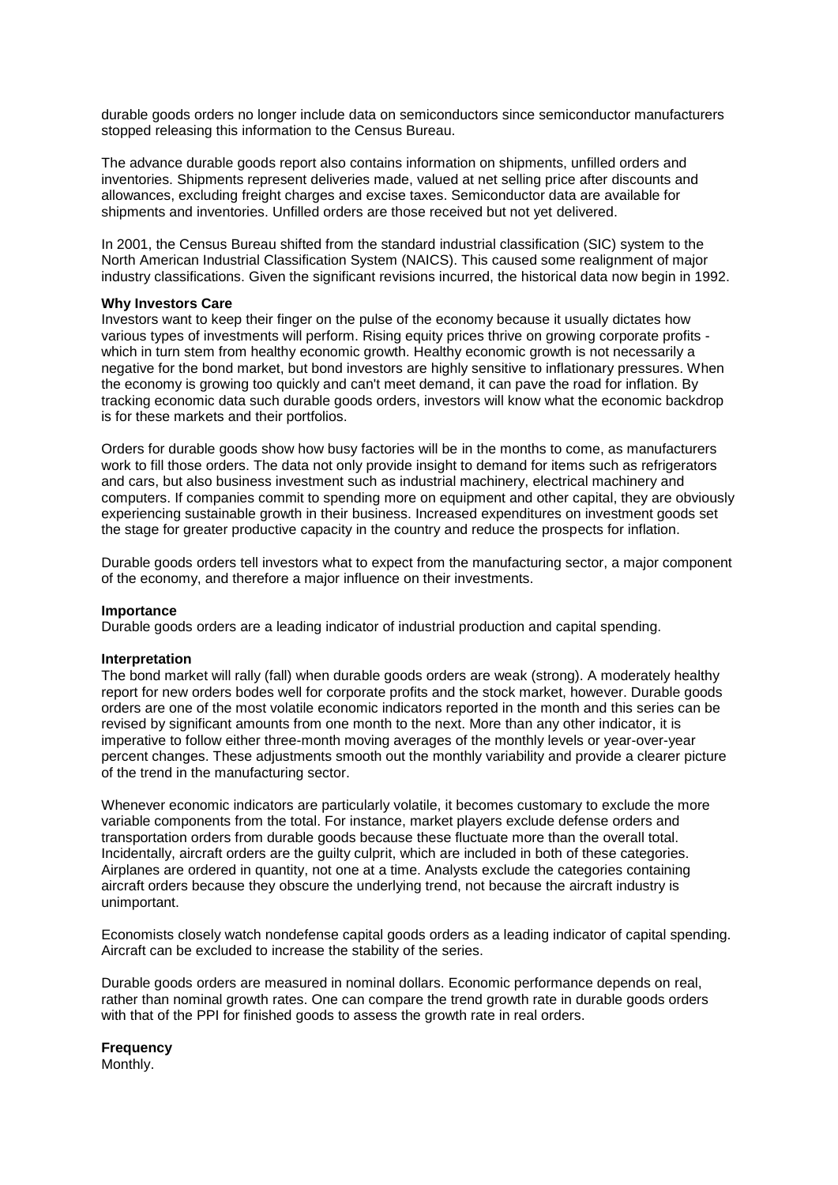durable goods orders no longer include data on semiconductors since semiconductor manufacturers stopped releasing this information to the Census Bureau.

The advance durable goods report also contains information on shipments, unfilled orders and inventories. Shipments represent deliveries made, valued at net selling price after discounts and allowances, excluding freight charges and excise taxes. Semiconductor data are available for shipments and inventories. Unfilled orders are those received but not yet delivered.

In 2001, the Census Bureau shifted from the standard industrial classification (SIC) system to the North American Industrial Classification System (NAICS). This caused some realignment of major industry classifications. Given the significant revisions incurred, the historical data now begin in 1992.

**Why Investors Care**

Investors want to keep their finger on the pulse of the economy because it usually dictates how various types of investments will perform. Rising equity prices thrive on growing corporate profits - which in turn stem from healthy economic growth. Healthy economic growth is not necessarily a negative for the bond market, but bond investors are highly sensitive to inflationary pressures. When the economy is growing too quickly and can't meet demand, it can pave the road for inflation. By tracking economic data such durable goods orders, investors will know what the economic backdrop is for these markets and their portfolios.

Orders for durable goods show how busy factories will be in the months to come, as manufacturers work to fill those orders. The data not only provide insight to demand for items such as refrigerators and cars, but also business investment such as industrial machinery, electrical machinery and computers. If companies commit to spending more on equipment and other capital, they are obviously experiencing sustainable growth in their business. Increased expenditures on investment goods set the stage for greater productive capacity in the country and reduce the prospects for inflation.

Durable goods orders tell investors what to expect from the manufacturing sector, a major component of the economy, and therefore a major influence on their investments.

**Importance**

Durable goods orders are a leading indicator of industrial production and capital spending.

**Interpretation**

The bond market will rally (fall) when durable goods orders are weak (strong). A moderately healthy report for new orders bodes well for corporate profits and the stock market, however. Durable goods orders are one of the most volatile economic indicators reported in the month and this series can be revised by significant amounts from one month to the next. More than any other indicator, it is imperative to follow either three-month moving averages of the monthly levels or year-over-year percent changes. These adjustments smooth out the monthly variability and provide a clearer picture of the trend in the manufacturing sector.

Whenever economic indicators are particularly volatile, it becomes customary to exclude the more variable components from the total. For instance, market players exclude defense orders and transportation orders from durable goods because these fluctuate more than the overall total. Incidentally, aircraft orders are the guilty culprit, which are included in both of these categories. Airplanes are ordered in quantity, not one at a time. Analysts exclude the categories containing aircraft orders because they obscure the underlying trend, not because the aircraft industry is unimportant.

Economists closely watch nondefense capital goods orders as a leading indicator of capital spending. Aircraft can be excluded to increase the stability of the series.

Durable goods orders are measured in nominal dollars. Economic performance depends on real, rather than nominal growth rates. One can compare the trend growth rate in durable goods orders with that of the PPI for finished goods to assess the growth rate in real orders.

**Frequency**

Monthly.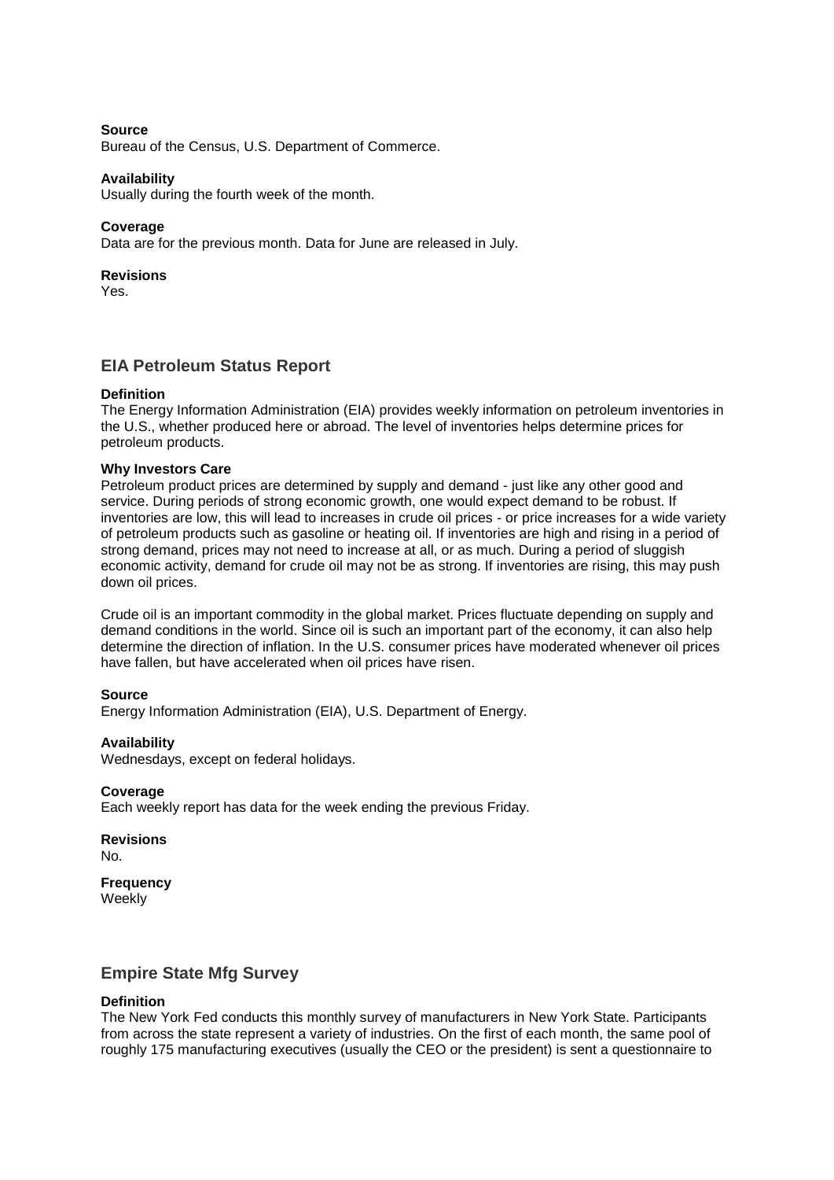**Source**
Bureau of the Census, U.S. Department of Commerce.

**Availability**
Usually during the fourth week of the month.

**Coverage**
Data are for the previous month. Data for June are released in July.

**Revisions**
Yes.

## EIA Petroleum Status Report

**Definition**
The Energy Information Administration (EIA) provides weekly information on petroleum inventories in the U.S., whether produced here or abroad. The level of inventories helps determine prices for petroleum products.

**Why Investors Care**
Petroleum product prices are determined by supply and demand - just like any other good and service. During periods of strong economic growth, one would expect demand to be robust. If inventories are low, this will lead to increases in crude oil prices - or price increases for a wide variety of petroleum products such as gasoline or heating oil. If inventories are high and rising in a period of strong demand, prices may not need to increase at all, or as much. During a period of sluggish economic activity, demand for crude oil may not be as strong. If inventories are rising, this may push down oil prices.

Crude oil is an important commodity in the global market. Prices fluctuate depending on supply and demand conditions in the world. Since oil is such an important part of the economy, it can also help determine the direction of inflation. In the U.S. consumer prices have moderated whenever oil prices have fallen, but have accelerated when oil prices have risen.

**Source**
Energy Information Administration (EIA), U.S. Department of Energy.

**Availability**
Wednesdays, except on federal holidays.

**Coverage**
Each weekly report has data for the week ending the previous Friday.

**Revisions**
No.

**Frequency**
Weekly

## Empire State Mfg Survey

**Definition**
The New York Fed conducts this monthly survey of manufacturers in New York State. Participants from across the state represent a variety of industries. On the first of each month, the same pool of roughly 175 manufacturing executives (usually the CEO or the president) is sent a questionnaire to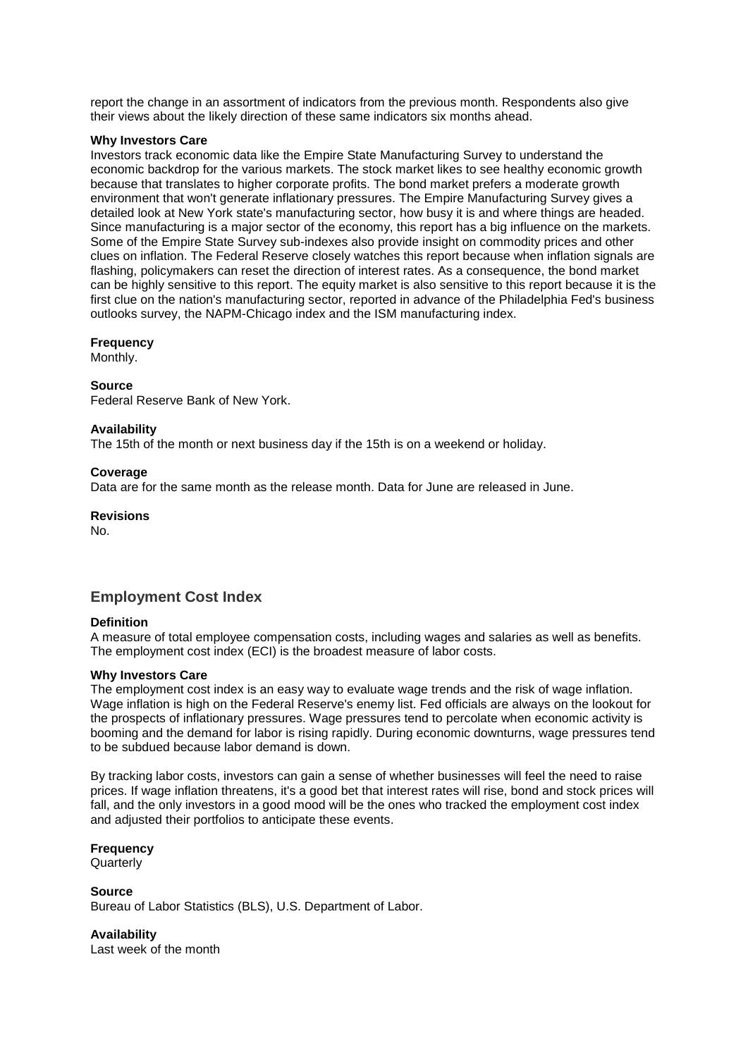report the change in an assortment of indicators from the previous month. Respondents also give their views about the likely direction of these same indicators six months ahead.

**Why Investors Care**

Investors track economic data like the Empire State Manufacturing Survey to understand the economic backdrop for the various markets. The stock market likes to see healthy economic growth because that translates to higher corporate profits. The bond market prefers a moderate growth environment that won't generate inflationary pressures. The Empire Manufacturing Survey gives a detailed look at New York state's manufacturing sector, how busy it is and where things are headed. Since manufacturing is a major sector of the economy, this report has a big influence on the markets. Some of the Empire State Survey sub-indexes also provide insight on commodity prices and other clues on inflation. The Federal Reserve closely watches this report because when inflation signals are flashing, policymakers can reset the direction of interest rates. As a consequence, the bond market can be highly sensitive to this report. The equity market is also sensitive to this report because it is the first clue on the nation's manufacturing sector, reported in advance of the Philadelphia Fed's business outlooks survey, the NAPM-Chicago index and the ISM manufacturing index.

**Frequency**

Monthly.

**Source**

Federal Reserve Bank of New York.

**Availability**

The 15th of the month or next business day if the 15th is on a weekend or holiday.

**Coverage**

Data are for the same month as the release month. Data for June are released in June.

**Revisions**

No.

## Employment Cost Index

**Definition**

A measure of total employee compensation costs, including wages and salaries as well as benefits. The employment cost index (ECI) is the broadest measure of labor costs.

**Why Investors Care**

The employment cost index is an easy way to evaluate wage trends and the risk of wage inflation. Wage inflation is high on the Federal Reserve's enemy list. Fed officials are always on the lookout for the prospects of inflationary pressures. Wage pressures tend to percolate when economic activity is booming and the demand for labor is rising rapidly. During economic downturns, wage pressures tend to be subdued because labor demand is down.

By tracking labor costs, investors can gain a sense of whether businesses will feel the need to raise prices. If wage inflation threatens, it's a good bet that interest rates will rise, bond and stock prices will fall, and the only investors in a good mood will be the ones who tracked the employment cost index and adjusted their portfolios to anticipate these events.

**Frequency**

Quarterly

**Source**

Bureau of Labor Statistics (BLS), U.S. Department of Labor.

**Availability**

Last week of the month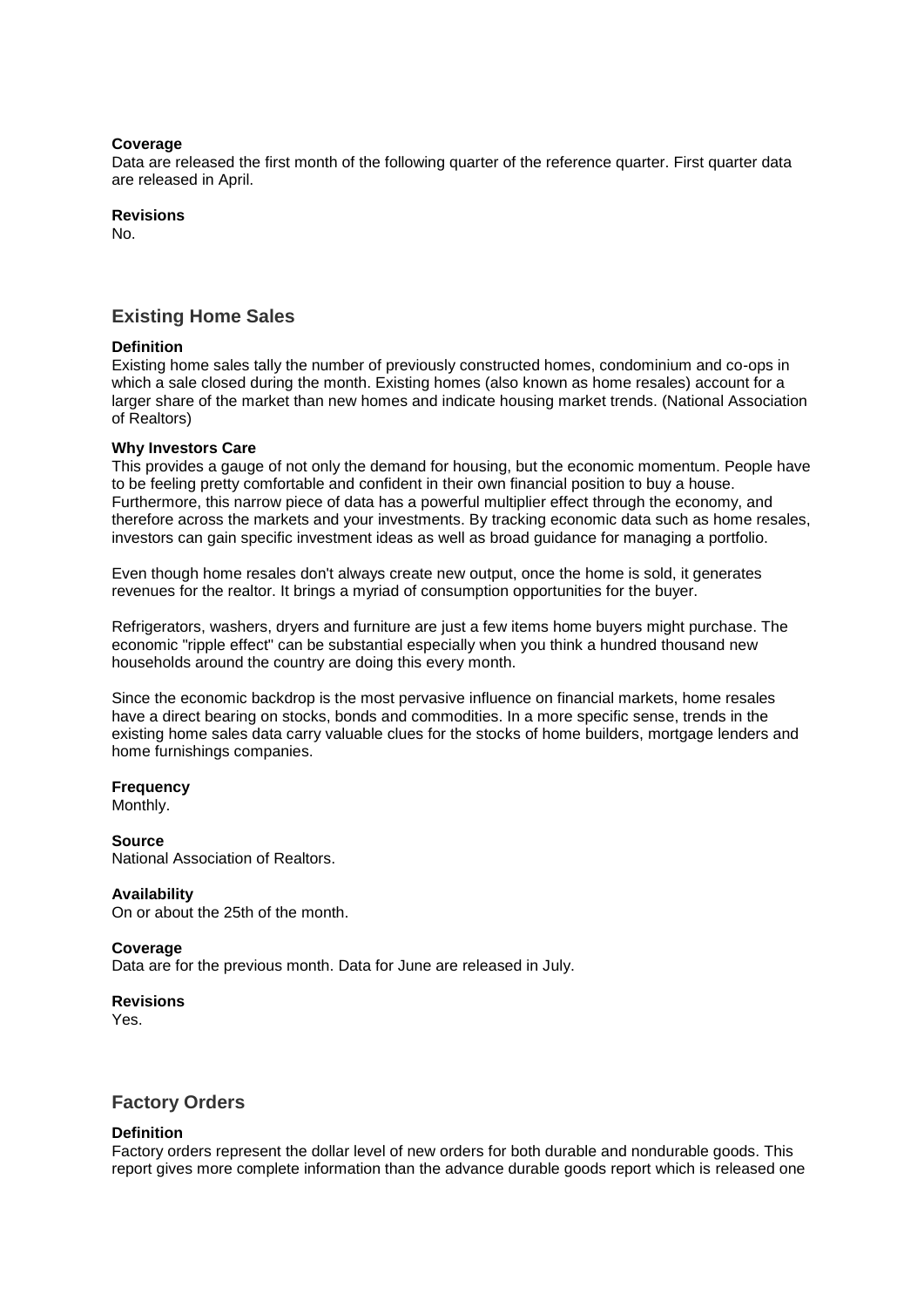**Coverage**
Data are released the first month of the following quarter of the reference quarter. First quarter data are released in April.

**Revisions**
No.

## Existing Home Sales

**Definition**
Existing home sales tally the number of previously constructed homes, condominium and co-ops in which a sale closed during the month. Existing homes (also known as home resales) account for a larger share of the market than new homes and indicate housing market trends. (National Association of Realtors)

**Why Investors Care**
This provides a gauge of not only the demand for housing, but the economic momentum. People have to be feeling pretty comfortable and confident in their own financial position to buy a house. Furthermore, this narrow piece of data has a powerful multiplier effect through the economy, and therefore across the markets and your investments. By tracking economic data such as home resales, investors can gain specific investment ideas as well as broad guidance for managing a portfolio.

Even though home resales don't always create new output, once the home is sold, it generates revenues for the realtor. It brings a myriad of consumption opportunities for the buyer.

Refrigerators, washers, dryers and furniture are just a few items home buyers might purchase. The economic "ripple effect" can be substantial especially when you think a hundred thousand new households around the country are doing this every month.

Since the economic backdrop is the most pervasive influence on financial markets, home resales have a direct bearing on stocks, bonds and commodities. In a more specific sense, trends in the existing home sales data carry valuable clues for the stocks of home builders, mortgage lenders and home furnishings companies.

**Frequency**
Monthly.

**Source**
National Association of Realtors.

**Availability**
On or about the 25th of the month.

**Coverage**
Data are for the previous month. Data for June are released in July.

**Revisions**
Yes.

## Factory Orders

**Definition**
Factory orders represent the dollar level of new orders for both durable and nondurable goods. This report gives more complete information than the advance durable goods report which is released one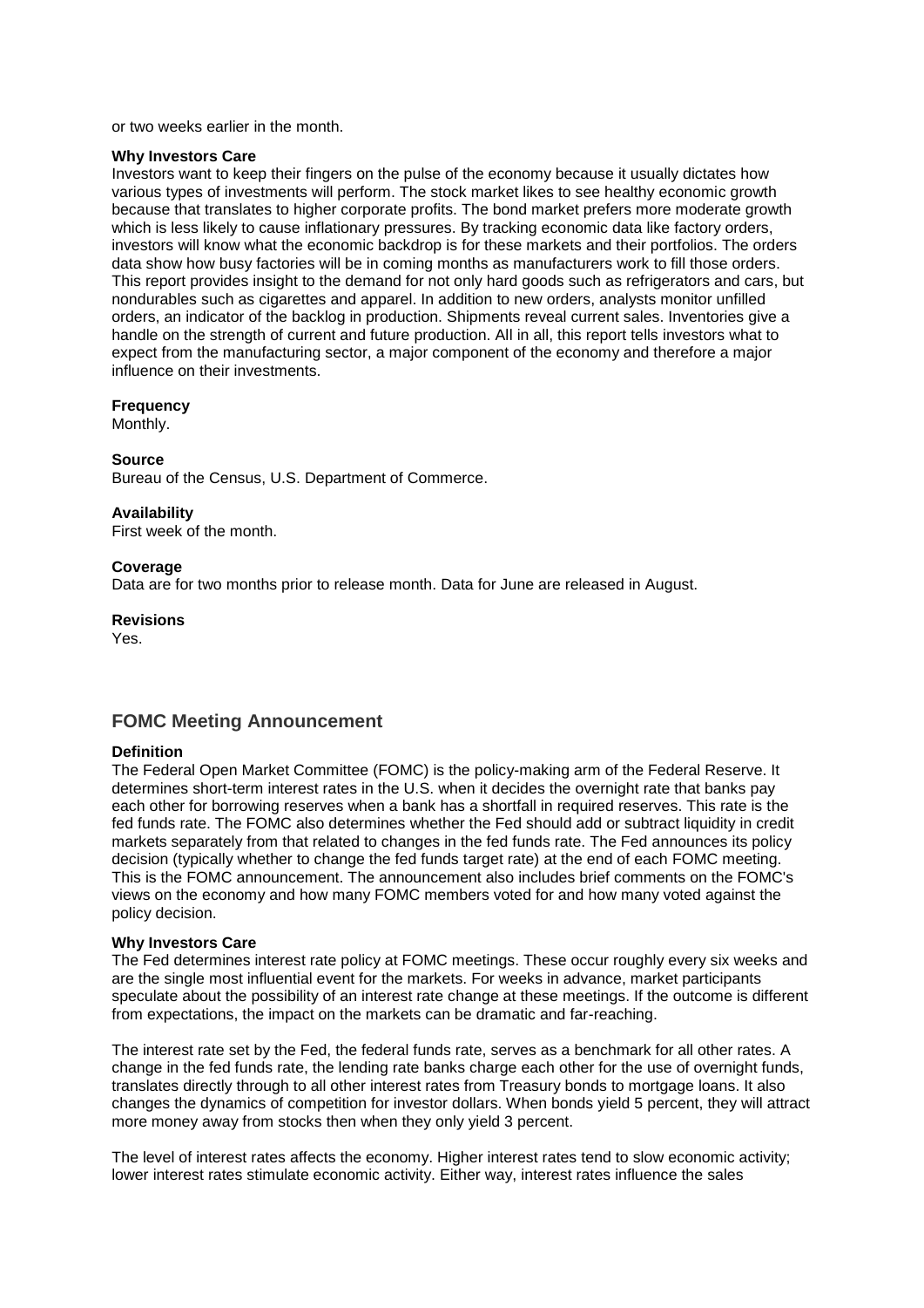or two weeks earlier in the month.

**Why Investors Care**

Investors want to keep their fingers on the pulse of the economy because it usually dictates how various types of investments will perform. The stock market likes to see healthy economic growth because that translates to higher corporate profits. The bond market prefers more moderate growth which is less likely to cause inflationary pressures. By tracking economic data like factory orders, investors will know what the economic backdrop is for these markets and their portfolios. The orders data show how busy factories will be in coming months as manufacturers work to fill those orders. This report provides insight to the demand for not only hard goods such as refrigerators and cars, but nondurables such as cigarettes and apparel. In addition to new orders, analysts monitor unfilled orders, an indicator of the backlog in production. Shipments reveal current sales. Inventories give a handle on the strength of current and future production. All in all, this report tells investors what to expect from the manufacturing sector, a major component of the economy and therefore a major influence on their investments.

**Frequency**

Monthly.

**Source**

Bureau of the Census, U.S. Department of Commerce.

**Availability**

First week of the month.

**Coverage**

Data are for two months prior to release month. Data for June are released in August.

**Revisions**

Yes.

## FOMC Meeting Announcement

**Definition**

The Federal Open Market Committee (FOMC) is the policy-making arm of the Federal Reserve. It determines short-term interest rates in the U.S. when it decides the overnight rate that banks pay each other for borrowing reserves when a bank has a shortfall in required reserves. This rate is the fed funds rate. The FOMC also determines whether the Fed should add or subtract liquidity in credit markets separately from that related to changes in the fed funds rate. The Fed announces its policy decision (typically whether to change the fed funds target rate) at the end of each FOMC meeting. This is the FOMC announcement. The announcement also includes brief comments on the FOMC's views on the economy and how many FOMC members voted for and how many voted against the policy decision.

**Why Investors Care**

The Fed determines interest rate policy at FOMC meetings. These occur roughly every six weeks and are the single most influential event for the markets. For weeks in advance, market participants speculate about the possibility of an interest rate change at these meetings. If the outcome is different from expectations, the impact on the markets can be dramatic and far-reaching.

The interest rate set by the Fed, the federal funds rate, serves as a benchmark for all other rates. A change in the fed funds rate, the lending rate banks charge each other for the use of overnight funds, translates directly through to all other interest rates from Treasury bonds to mortgage loans. It also changes the dynamics of competition for investor dollars. When bonds yield 5 percent, they will attract more money away from stocks then when they only yield 3 percent.

The level of interest rates affects the economy. Higher interest rates tend to slow economic activity; lower interest rates stimulate economic activity. Either way, interest rates influence the sales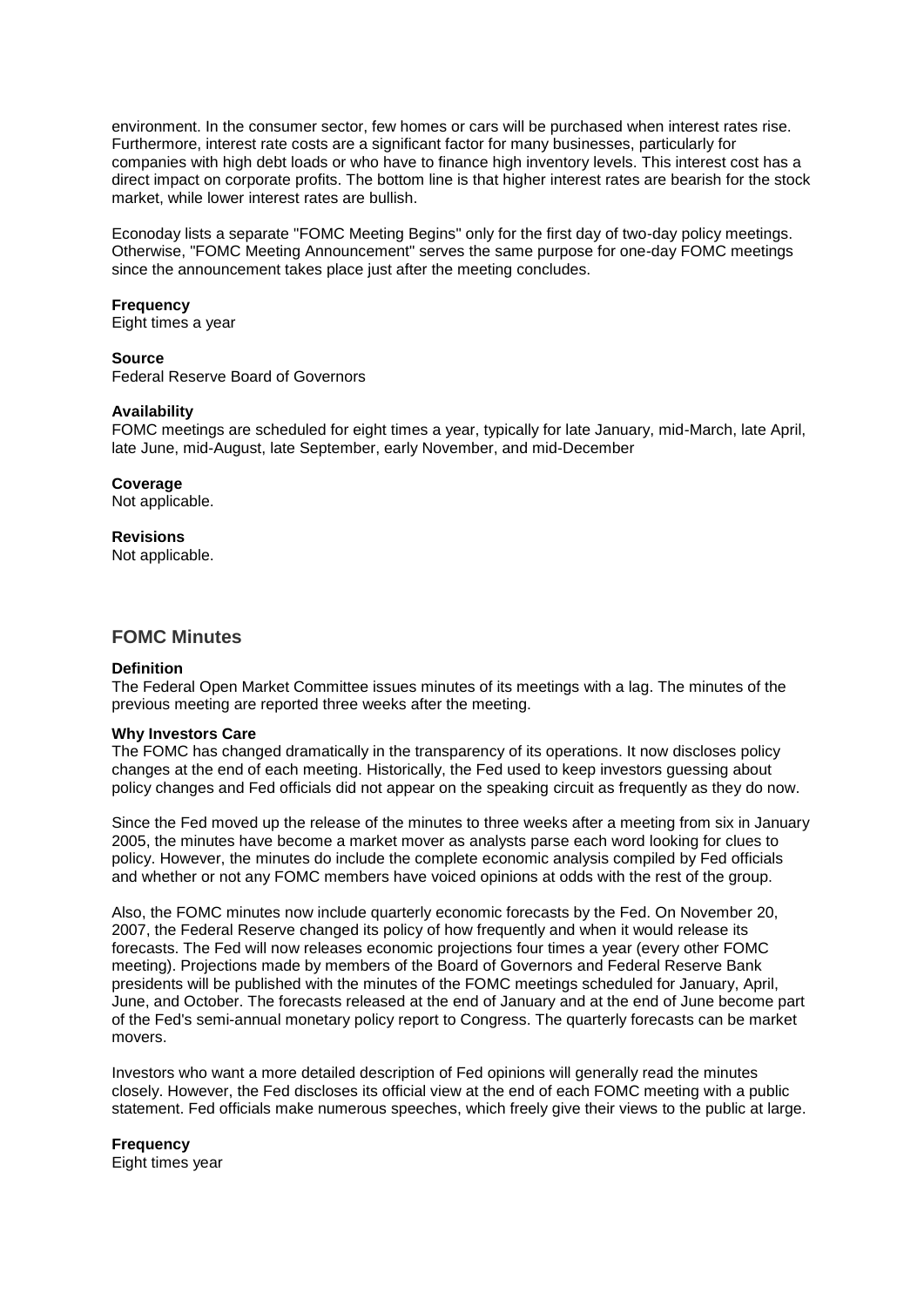environment. In the consumer sector, few homes or cars will be purchased when interest rates rise. Furthermore, interest rate costs are a significant factor for many businesses, particularly for companies with high debt loads or who have to finance high inventory levels. This interest cost has a direct impact on corporate profits. The bottom line is that higher interest rates are bearish for the stock market, while lower interest rates are bullish.

Econoday lists a separate "FOMC Meeting Begins" only for the first day of two-day policy meetings. Otherwise, "FOMC Meeting Announcement" serves the same purpose for one-day FOMC meetings since the announcement takes place just after the meeting concludes.

**Frequency**
Eight times a year

**Source**
Federal Reserve Board of Governors

**Availability**
FOMC meetings are scheduled for eight times a year, typically for late January, mid-March, late April, late June, mid-August, late September, early November, and mid-December

**Coverage**
Not applicable.

**Revisions**
Not applicable.

## FOMC Minutes

**Definition**
The Federal Open Market Committee issues minutes of its meetings with a lag. The minutes of the previous meeting are reported three weeks after the meeting.

**Why Investors Care**
The FOMC has changed dramatically in the transparency of its operations. It now discloses policy changes at the end of each meeting. Historically, the Fed used to keep investors guessing about policy changes and Fed officials did not appear on the speaking circuit as frequently as they do now.

Since the Fed moved up the release of the minutes to three weeks after a meeting from six in January 2005, the minutes have become a market mover as analysts parse each word looking for clues to policy. However, the minutes do include the complete economic analysis compiled by Fed officials and whether or not any FOMC members have voiced opinions at odds with the rest of the group.

Also, the FOMC minutes now include quarterly economic forecasts by the Fed. On November 20, 2007, the Federal Reserve changed its policy of how frequently and when it would release its forecasts. The Fed will now releases economic projections four times a year (every other FOMC meeting). Projections made by members of the Board of Governors and Federal Reserve Bank presidents will be published with the minutes of the FOMC meetings scheduled for January, April, June, and October. The forecasts released at the end of January and at the end of June become part of the Fed's semi-annual monetary policy report to Congress. The quarterly forecasts can be market movers.

Investors who want a more detailed description of Fed opinions will generally read the minutes closely. However, the Fed discloses its official view at the end of each FOMC meeting with a public statement. Fed officials make numerous speeches, which freely give their views to the public at large.

**Frequency**
Eight times year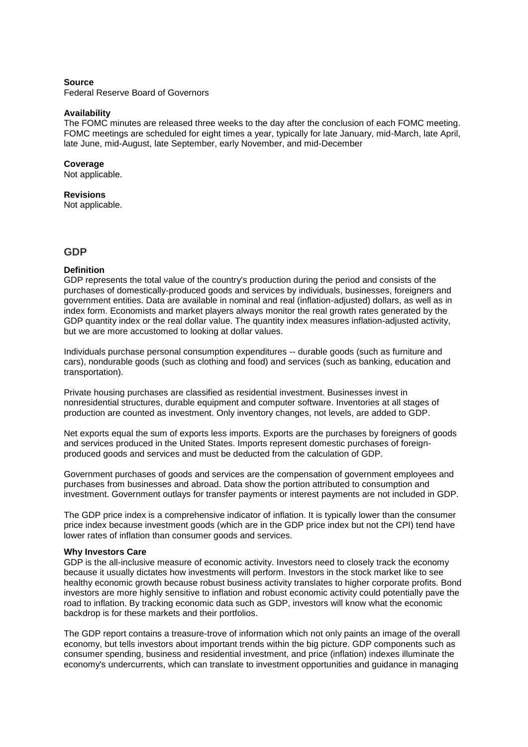**Source**
Federal Reserve Board of Governors

**Availability**
The FOMC minutes are released three weeks to the day after the conclusion of each FOMC meeting. FOMC meetings are scheduled for eight times a year, typically for late January, mid-March, late April, late June, mid-August, late September, early November, and mid-December

**Coverage**
Not applicable.

**Revisions**
Not applicable.

## GDP

**Definition**
GDP represents the total value of the country's production during the period and consists of the purchases of domestically-produced goods and services by individuals, businesses, foreigners and government entities. Data are available in nominal and real (inflation-adjusted) dollars, as well as in index form. Economists and market players always monitor the real growth rates generated by the GDP quantity index or the real dollar value. The quantity index measures inflation-adjusted activity, but we are more accustomed to looking at dollar values.

Individuals purchase personal consumption expenditures -- durable goods (such as furniture and cars), nondurable goods (such as clothing and food) and services (such as banking, education and transportation).

Private housing purchases are classified as residential investment. Businesses invest in nonresidential structures, durable equipment and computer software. Inventories at all stages of production are counted as investment. Only inventory changes, not levels, are added to GDP.

Net exports equal the sum of exports less imports. Exports are the purchases by foreigners of goods and services produced in the United States. Imports represent domestic purchases of foreign-produced goods and services and must be deducted from the calculation of GDP.

Government purchases of goods and services are the compensation of government employees and purchases from businesses and abroad. Data show the portion attributed to consumption and investment. Government outlays for transfer payments or interest payments are not included in GDP.

The GDP price index is a comprehensive indicator of inflation. It is typically lower than the consumer price index because investment goods (which are in the GDP price index but not the CPI) tend have lower rates of inflation than consumer goods and services.

**Why Investors Care**
GDP is the all-inclusive measure of economic activity. Investors need to closely track the economy because it usually dictates how investments will perform. Investors in the stock market like to see healthy economic growth because robust business activity translates to higher corporate profits. Bond investors are more highly sensitive to inflation and robust economic activity could potentially pave the road to inflation. By tracking economic data such as GDP, investors will know what the economic backdrop is for these markets and their portfolios.

The GDP report contains a treasure-trove of information which not only paints an image of the overall economy, but tells investors about important trends within the big picture. GDP components such as consumer spending, business and residential investment, and price (inflation) indexes illuminate the economy's undercurrents, which can translate to investment opportunities and guidance in managing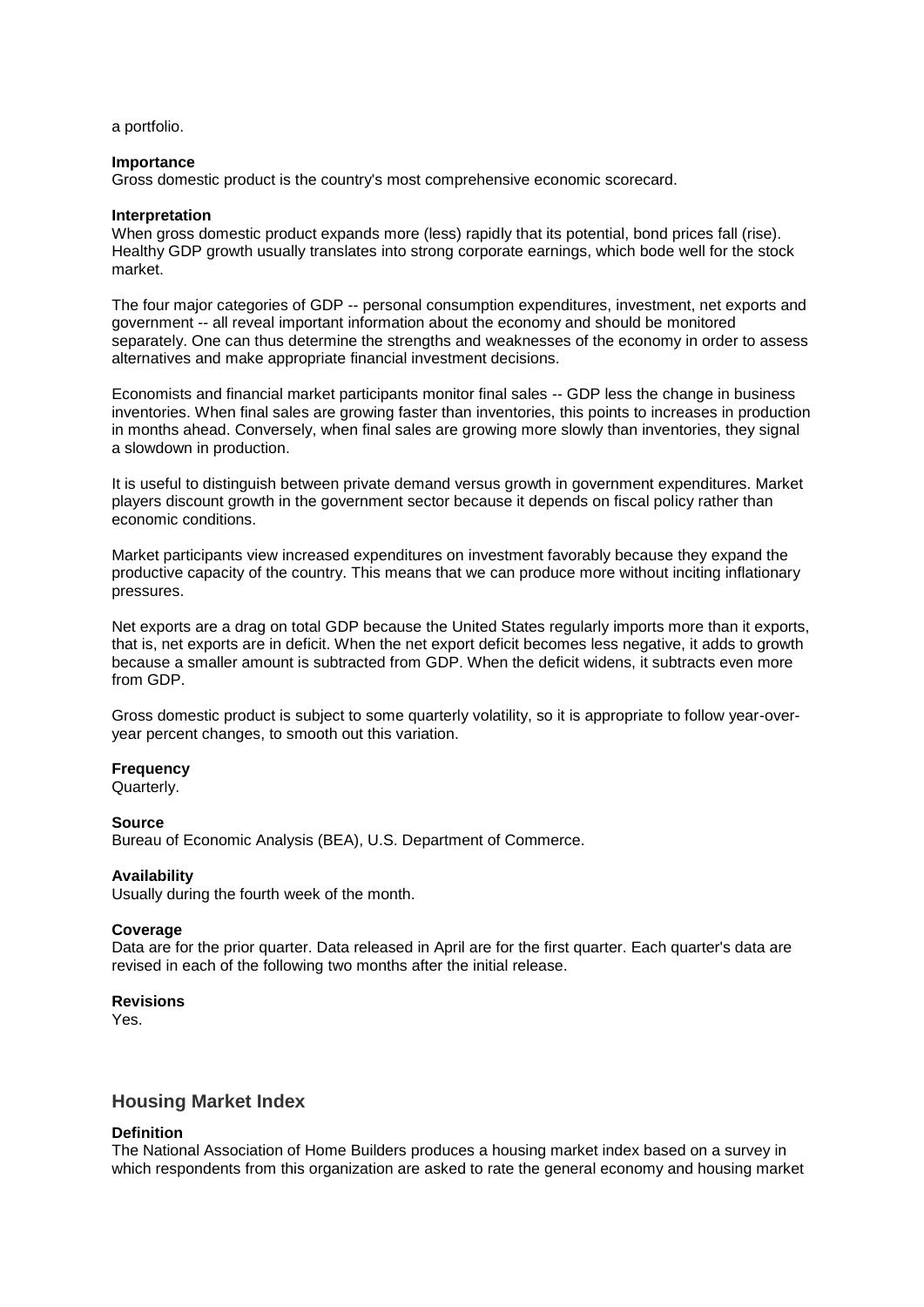a portfolio.

**Importance**
Gross domestic product is the country's most comprehensive economic scorecard.

**Interpretation**
When gross domestic product expands more (less) rapidly that its potential, bond prices fall (rise). Healthy GDP growth usually translates into strong corporate earnings, which bode well for the stock market.

The four major categories of GDP -- personal consumption expenditures, investment, net exports and government -- all reveal important information about the economy and should be monitored separately. One can thus determine the strengths and weaknesses of the economy in order to assess alternatives and make appropriate financial investment decisions.

Economists and financial market participants monitor final sales -- GDP less the change in business inventories. When final sales are growing faster than inventories, this points to increases in production in months ahead. Conversely, when final sales are growing more slowly than inventories, they signal a slowdown in production.

It is useful to distinguish between private demand versus growth in government expenditures. Market players discount growth in the government sector because it depends on fiscal policy rather than economic conditions.

Market participants view increased expenditures on investment favorably because they expand the productive capacity of the country. This means that we can produce more without inciting inflationary pressures.

Net exports are a drag on total GDP because the United States regularly imports more than it exports, that is, net exports are in deficit. When the net export deficit becomes less negative, it adds to growth because a smaller amount is subtracted from GDP. When the deficit widens, it subtracts even more from GDP.

Gross domestic product is subject to some quarterly volatility, so it is appropriate to follow year-over-year percent changes, to smooth out this variation.

**Frequency**
Quarterly.

**Source**
Bureau of Economic Analysis (BEA), U.S. Department of Commerce.

**Availability**
Usually during the fourth week of the month.

**Coverage**
Data are for the prior quarter. Data released in April are for the first quarter. Each quarter's data are revised in each of the following two months after the initial release.

**Revisions**
Yes.

## Housing Market Index

**Definition**
The National Association of Home Builders produces a housing market index based on a survey in which respondents from this organization are asked to rate the general economy and housing market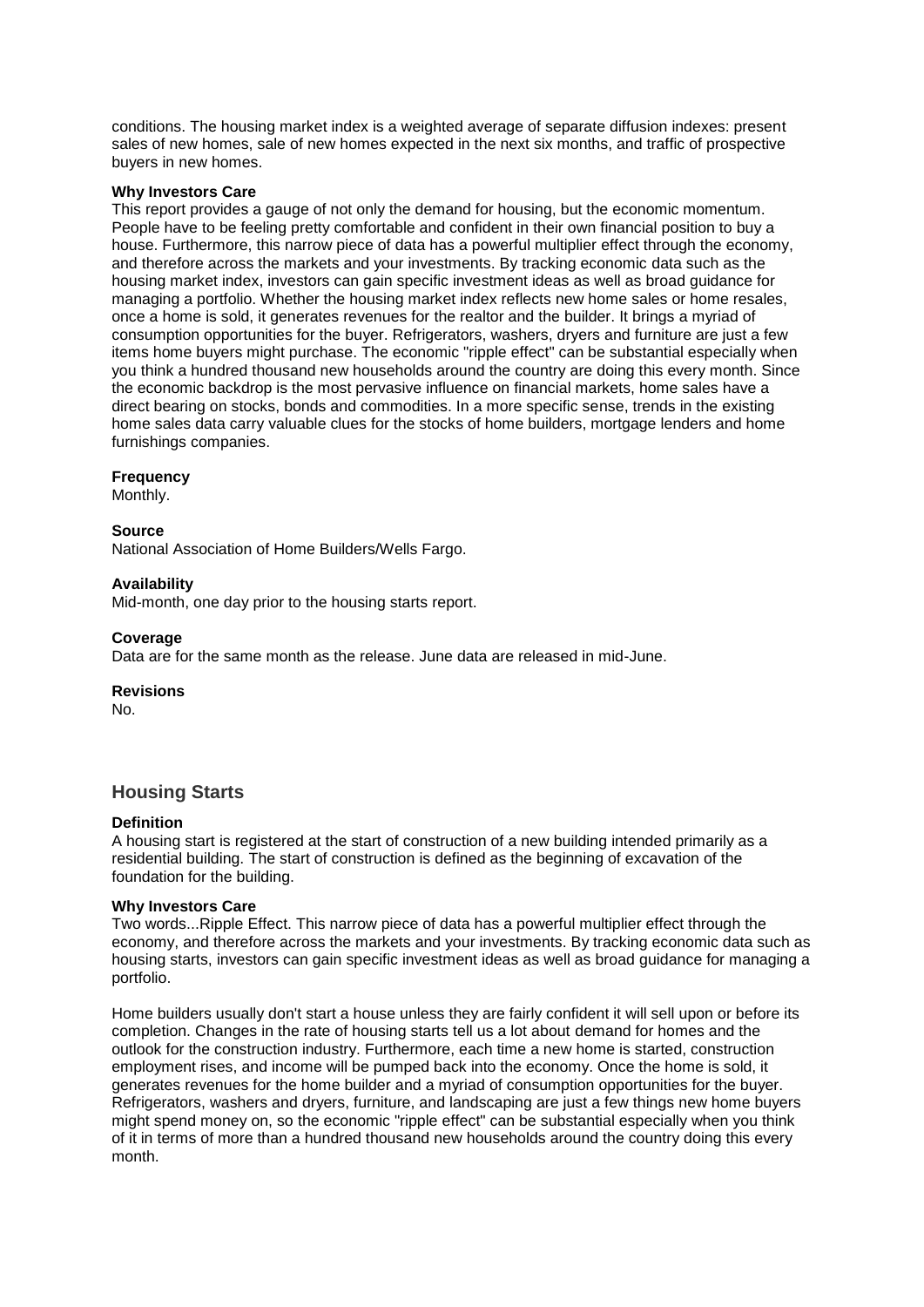conditions. The housing market index is a weighted average of separate diffusion indexes: present sales of new homes, sale of new homes expected in the next six months, and traffic of prospective buyers in new homes.

**Why Investors Care**
This report provides a gauge of not only the demand for housing, but the economic momentum. People have to be feeling pretty comfortable and confident in their own financial position to buy a house. Furthermore, this narrow piece of data has a powerful multiplier effect through the economy, and therefore across the markets and your investments. By tracking economic data such as the housing market index, investors can gain specific investment ideas as well as broad guidance for managing a portfolio. Whether the housing market index reflects new home sales or home resales, once a home is sold, it generates revenues for the realtor and the builder. It brings a myriad of consumption opportunities for the buyer. Refrigerators, washers, dryers and furniture are just a few items home buyers might purchase. The economic "ripple effect" can be substantial especially when you think a hundred thousand new households around the country are doing this every month. Since the economic backdrop is the most pervasive influence on financial markets, home sales have a direct bearing on stocks, bonds and commodities. In a more specific sense, trends in the existing home sales data carry valuable clues for the stocks of home builders, mortgage lenders and home furnishings companies.

**Frequency**
Monthly.

**Source**
National Association of Home Builders/Wells Fargo.

**Availability**
Mid-month, one day prior to the housing starts report.

**Coverage**
Data are for the same month as the release. June data are released in mid-June.

**Revisions**
No.

## Housing Starts

**Definition**
A housing start is registered at the start of construction of a new building intended primarily as a residential building. The start of construction is defined as the beginning of excavation of the foundation for the building.

**Why Investors Care**
Two words...Ripple Effect. This narrow piece of data has a powerful multiplier effect through the economy, and therefore across the markets and your investments. By tracking economic data such as housing starts, investors can gain specific investment ideas as well as broad guidance for managing a portfolio.

Home builders usually don't start a house unless they are fairly confident it will sell upon or before its completion. Changes in the rate of housing starts tell us a lot about demand for homes and the outlook for the construction industry. Furthermore, each time a new home is started, construction employment rises, and income will be pumped back into the economy. Once the home is sold, it generates revenues for the home builder and a myriad of consumption opportunities for the buyer. Refrigerators, washers and dryers, furniture, and landscaping are just a few things new home buyers might spend money on, so the economic "ripple effect" can be substantial especially when you think of it in terms of more than a hundred thousand new households around the country doing this every month.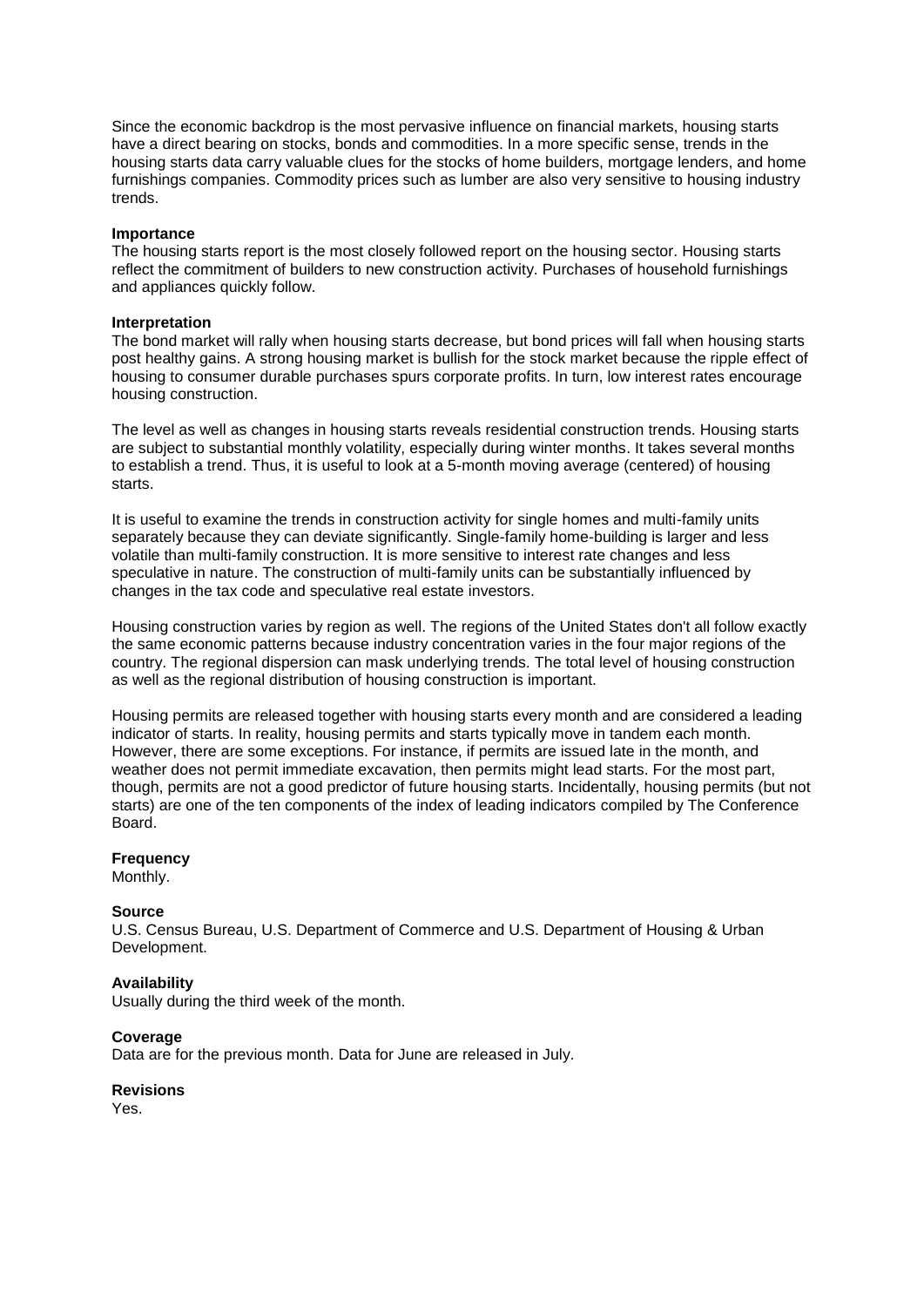Since the economic backdrop is the most pervasive influence on financial markets, housing starts have a direct bearing on stocks, bonds and commodities. In a more specific sense, trends in the housing starts data carry valuable clues for the stocks of home builders, mortgage lenders, and home furnishings companies. Commodity prices such as lumber are also very sensitive to housing industry trends.

**Importance**
The housing starts report is the most closely followed report on the housing sector. Housing starts reflect the commitment of builders to new construction activity. Purchases of household furnishings and appliances quickly follow.

**Interpretation**
The bond market will rally when housing starts decrease, but bond prices will fall when housing starts post healthy gains. A strong housing market is bullish for the stock market because the ripple effect of housing to consumer durable purchases spurs corporate profits. In turn, low interest rates encourage housing construction.

The level as well as changes in housing starts reveals residential construction trends. Housing starts are subject to substantial monthly volatility, especially during winter months. It takes several months to establish a trend. Thus, it is useful to look at a 5-month moving average (centered) of housing starts.

It is useful to examine the trends in construction activity for single homes and multi-family units separately because they can deviate significantly. Single-family home-building is larger and less volatile than multi-family construction. It is more sensitive to interest rate changes and less speculative in nature. The construction of multi-family units can be substantially influenced by changes in the tax code and speculative real estate investors.

Housing construction varies by region as well. The regions of the United States don't all follow exactly the same economic patterns because industry concentration varies in the four major regions of the country. The regional dispersion can mask underlying trends. The total level of housing construction as well as the regional distribution of housing construction is important.

Housing permits are released together with housing starts every month and are considered a leading indicator of starts. In reality, housing permits and starts typically move in tandem each month. However, there are some exceptions. For instance, if permits are issued late in the month, and weather does not permit immediate excavation, then permits might lead starts. For the most part, though, permits are not a good predictor of future housing starts. Incidentally, housing permits (but not starts) are one of the ten components of the index of leading indicators compiled by The Conference Board.

**Frequency**
Monthly.

**Source**
U.S. Census Bureau, U.S. Department of Commerce and U.S. Department of Housing & Urban Development.

**Availability**
Usually during the third week of the month.

**Coverage**
Data are for the previous month. Data for June are released in July.

**Revisions**
Yes.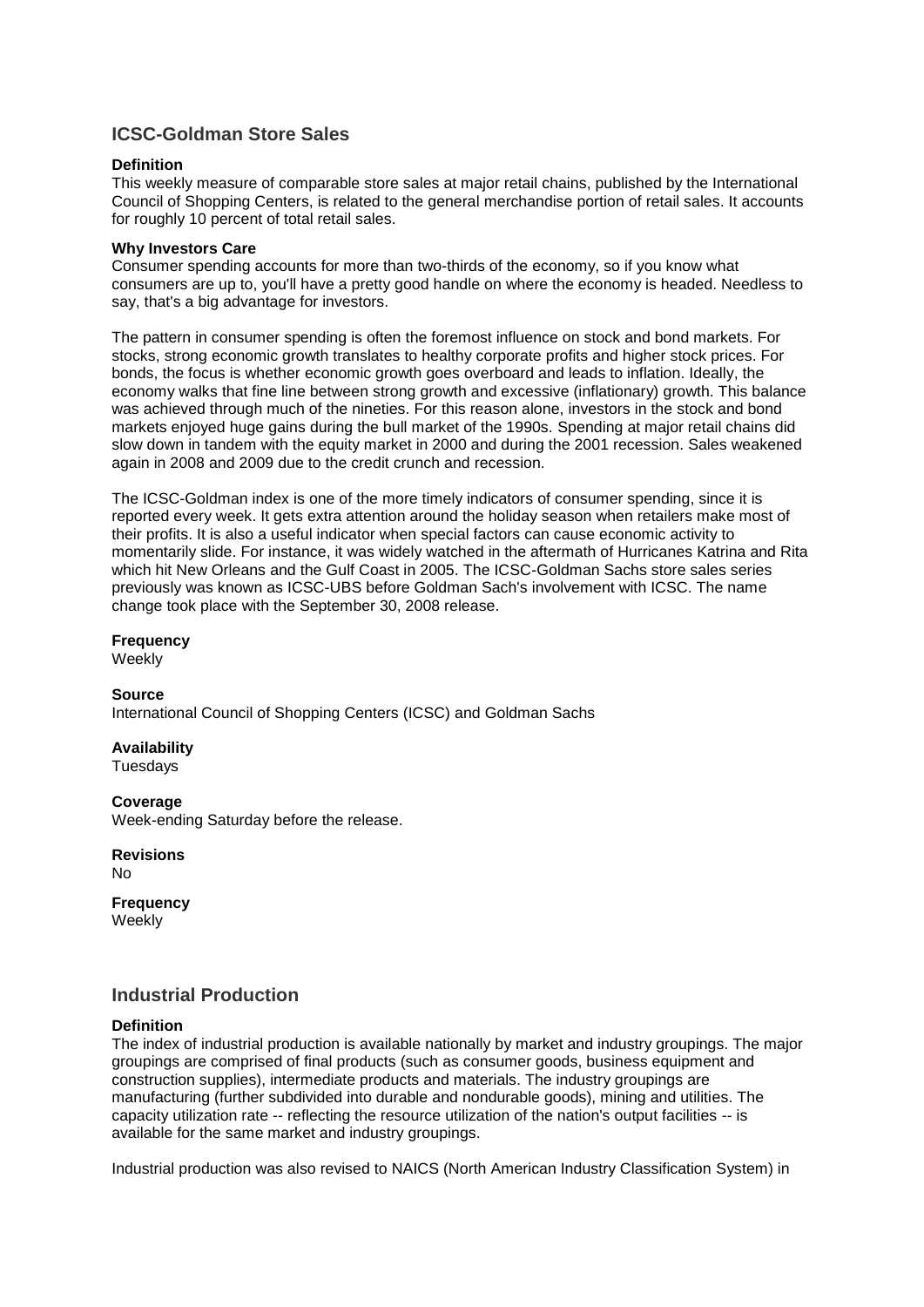## ICSC-Goldman Store Sales

**Definition**
This weekly measure of comparable store sales at major retail chains, published by the International Council of Shopping Centers, is related to the general merchandise portion of retail sales. It accounts for roughly 10 percent of total retail sales.

**Why Investors Care**
Consumer spending accounts for more than two-thirds of the economy, so if you know what consumers are up to, you'll have a pretty good handle on where the economy is headed. Needless to say, that's a big advantage for investors.

The pattern in consumer spending is often the foremost influence on stock and bond markets. For stocks, strong economic growth translates to healthy corporate profits and higher stock prices. For bonds, the focus is whether economic growth goes overboard and leads to inflation. Ideally, the economy walks that fine line between strong growth and excessive (inflationary) growth. This balance was achieved through much of the nineties. For this reason alone, investors in the stock and bond markets enjoyed huge gains during the bull market of the 1990s. Spending at major retail chains did slow down in tandem with the equity market in 2000 and during the 2001 recession. Sales weakened again in 2008 and 2009 due to the credit crunch and recession.

The ICSC-Goldman index is one of the more timely indicators of consumer spending, since it is reported every week. It gets extra attention around the holiday season when retailers make most of their profits. It is also a useful indicator when special factors can cause economic activity to momentarily slide. For instance, it was widely watched in the aftermath of Hurricanes Katrina and Rita which hit New Orleans and the Gulf Coast in 2005. The ICSC-Goldman Sachs store sales series previously was known as ICSC-UBS before Goldman Sach's involvement with ICSC. The name change took place with the September 30, 2008 release.

**Frequency**
Weekly

**Source**
International Council of Shopping Centers (ICSC) and Goldman Sachs

**Availability**
Tuesdays

**Coverage**
Week-ending Saturday before the release.

**Revisions**
No

**Frequency**
Weekly

## Industrial Production

**Definition**
The index of industrial production is available nationally by market and industry groupings. The major groupings are comprised of final products (such as consumer goods, business equipment and construction supplies), intermediate products and materials. The industry groupings are manufacturing (further subdivided into durable and nondurable goods), mining and utilities. The capacity utilization rate -- reflecting the resource utilization of the nation's output facilities -- is available for the same market and industry groupings.

Industrial production was also revised to NAICS (North American Industry Classification System) in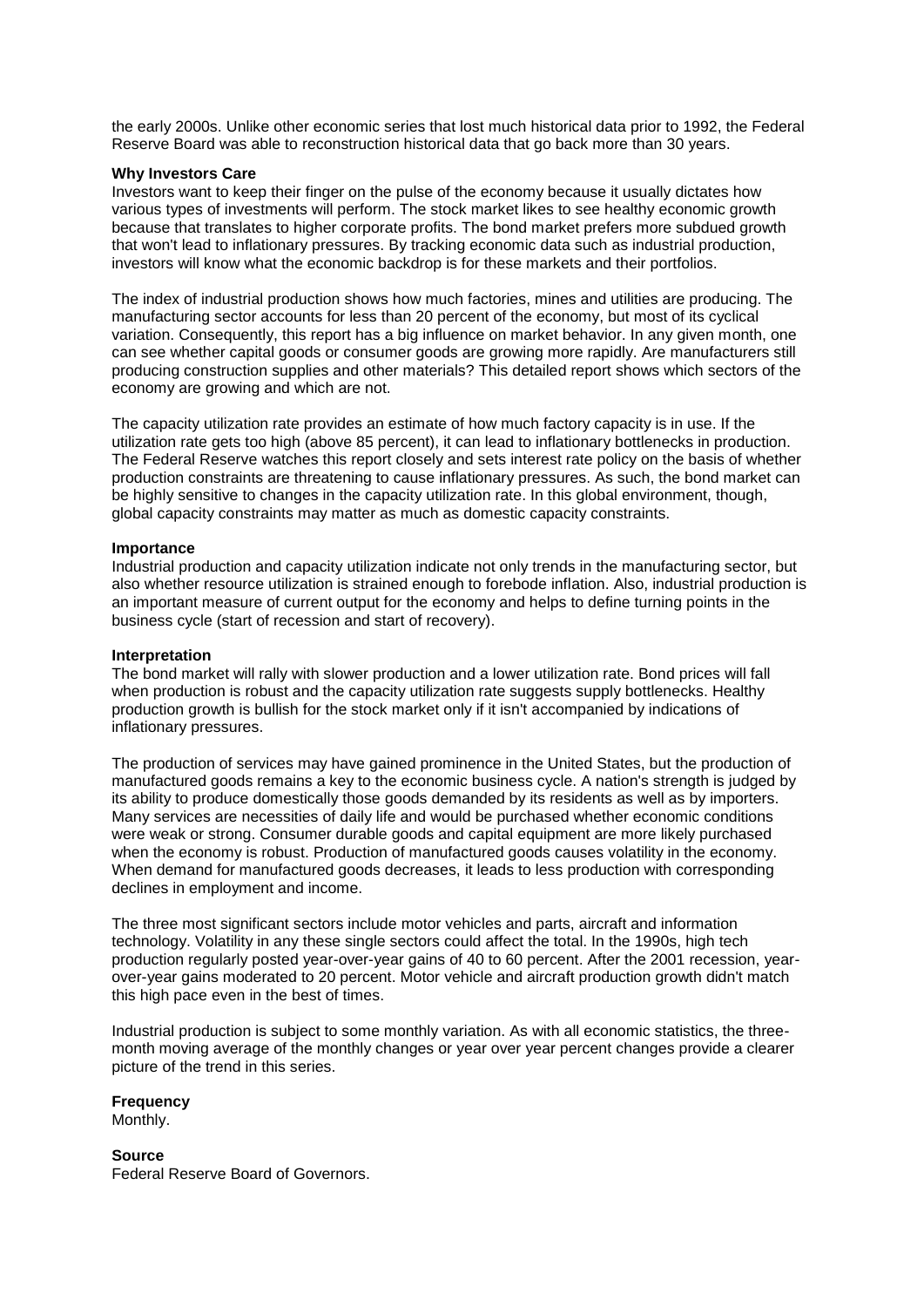the early 2000s. Unlike other economic series that lost much historical data prior to 1992, the Federal Reserve Board was able to reconstruction historical data that go back more than 30 years.

**Why Investors Care**

Investors want to keep their finger on the pulse of the economy because it usually dictates how various types of investments will perform. The stock market likes to see healthy economic growth because that translates to higher corporate profits. The bond market prefers more subdued growth that won't lead to inflationary pressures. By tracking economic data such as industrial production, investors will know what the economic backdrop is for these markets and their portfolios.

The index of industrial production shows how much factories, mines and utilities are producing. The manufacturing sector accounts for less than 20 percent of the economy, but most of its cyclical variation. Consequently, this report has a big influence on market behavior. In any given month, one can see whether capital goods or consumer goods are growing more rapidly. Are manufacturers still producing construction supplies and other materials? This detailed report shows which sectors of the economy are growing and which are not.

The capacity utilization rate provides an estimate of how much factory capacity is in use. If the utilization rate gets too high (above 85 percent), it can lead to inflationary bottlenecks in production. The Federal Reserve watches this report closely and sets interest rate policy on the basis of whether production constraints are threatening to cause inflationary pressures. As such, the bond market can be highly sensitive to changes in the capacity utilization rate. In this global environment, though, global capacity constraints may matter as much as domestic capacity constraints.

**Importance**

Industrial production and capacity utilization indicate not only trends in the manufacturing sector, but also whether resource utilization is strained enough to forebode inflation. Also, industrial production is an important measure of current output for the economy and helps to define turning points in the business cycle (start of recession and start of recovery).

**Interpretation**

The bond market will rally with slower production and a lower utilization rate. Bond prices will fall when production is robust and the capacity utilization rate suggests supply bottlenecks. Healthy production growth is bullish for the stock market only if it isn't accompanied by indications of inflationary pressures.

The production of services may have gained prominence in the United States, but the production of manufactured goods remains a key to the economic business cycle. A nation's strength is judged by its ability to produce domestically those goods demanded by its residents as well as by importers. Many services are necessities of daily life and would be purchased whether economic conditions were weak or strong. Consumer durable goods and capital equipment are more likely purchased when the economy is robust. Production of manufactured goods causes volatility in the economy. When demand for manufactured goods decreases, it leads to less production with corresponding declines in employment and income.

The three most significant sectors include motor vehicles and parts, aircraft and information technology. Volatility in any these single sectors could affect the total. In the 1990s, high tech production regularly posted year-over-year gains of 40 to 60 percent. After the 2001 recession, year-over-year gains moderated to 20 percent. Motor vehicle and aircraft production growth didn't match this high pace even in the best of times.

Industrial production is subject to some monthly variation. As with all economic statistics, the three-month moving average of the monthly changes or year over year percent changes provide a clearer picture of the trend in this series.

**Frequency**

Monthly.

**Source**

Federal Reserve Board of Governors.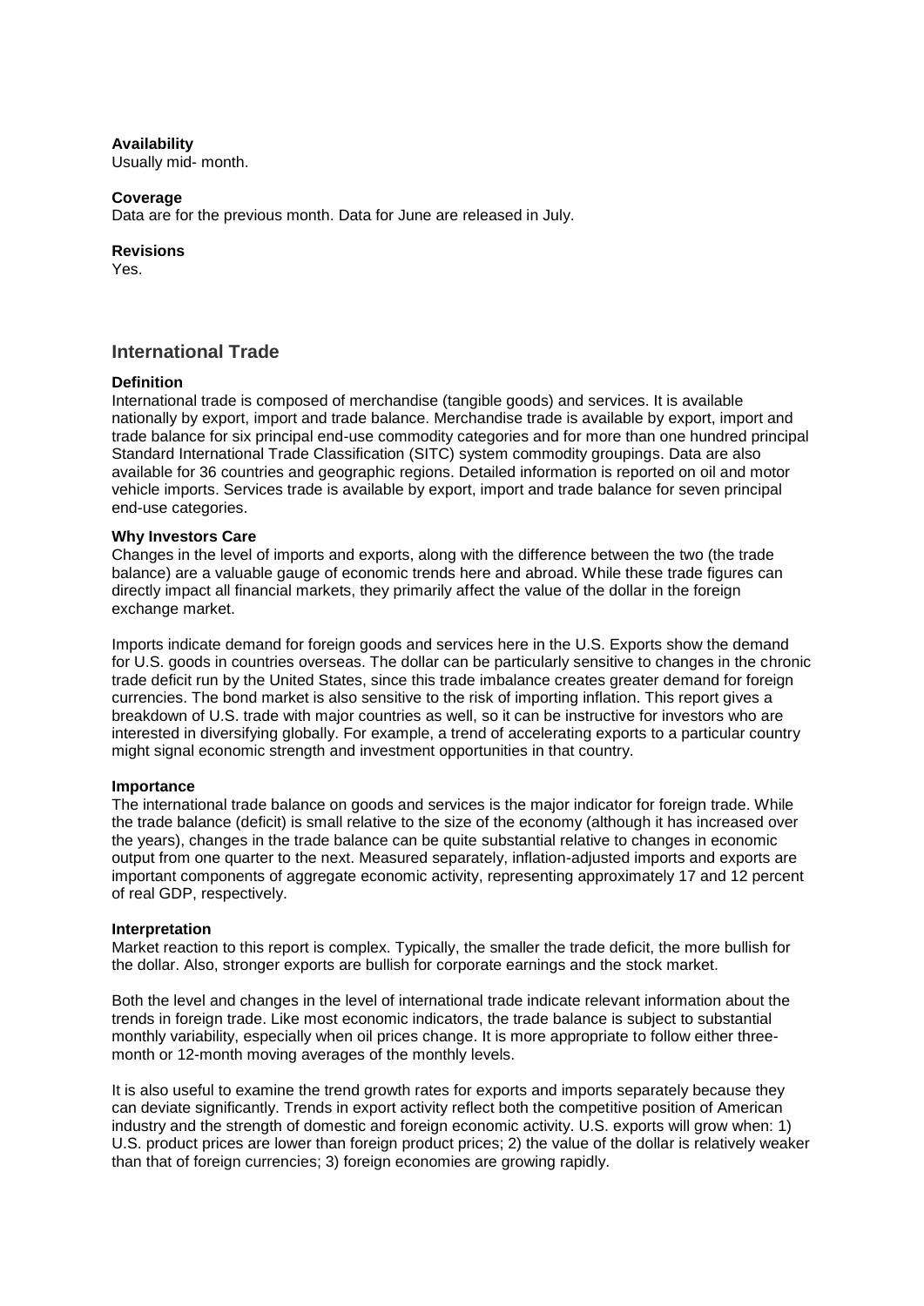**Availability**
Usually mid- month.

**Coverage**
Data are for the previous month. Data for June are released in July.

**Revisions**
Yes.

## International Trade

**Definition**
International trade is composed of merchandise (tangible goods) and services. It is available nationally by export, import and trade balance. Merchandise trade is available by export, import and trade balance for six principal end-use commodity categories and for more than one hundred principal Standard International Trade Classification (SITC) system commodity groupings. Data are also available for 36 countries and geographic regions. Detailed information is reported on oil and motor vehicle imports. Services trade is available by export, import and trade balance for seven principal end-use categories.

**Why Investors Care**
Changes in the level of imports and exports, along with the difference between the two (the trade balance) are a valuable gauge of economic trends here and abroad. While these trade figures can directly impact all financial markets, they primarily affect the value of the dollar in the foreign exchange market.

Imports indicate demand for foreign goods and services here in the U.S. Exports show the demand for U.S. goods in countries overseas. The dollar can be particularly sensitive to changes in the chronic trade deficit run by the United States, since this trade imbalance creates greater demand for foreign currencies. The bond market is also sensitive to the risk of importing inflation. This report gives a breakdown of U.S. trade with major countries as well, so it can be instructive for investors who are interested in diversifying globally. For example, a trend of accelerating exports to a particular country might signal economic strength and investment opportunities in that country.

**Importance**
The international trade balance on goods and services is the major indicator for foreign trade. While the trade balance (deficit) is small relative to the size of the economy (although it has increased over the years), changes in the trade balance can be quite substantial relative to changes in economic output from one quarter to the next. Measured separately, inflation-adjusted imports and exports are important components of aggregate economic activity, representing approximately 17 and 12 percent of real GDP, respectively.

**Interpretation**
Market reaction to this report is complex. Typically, the smaller the trade deficit, the more bullish for the dollar. Also, stronger exports are bullish for corporate earnings and the stock market.

Both the level and changes in the level of international trade indicate relevant information about the trends in foreign trade. Like most economic indicators, the trade balance is subject to substantial monthly variability, especially when oil prices change. It is more appropriate to follow either three-month or 12-month moving averages of the monthly levels.

It is also useful to examine the trend growth rates for exports and imports separately because they can deviate significantly. Trends in export activity reflect both the competitive position of American industry and the strength of domestic and foreign economic activity. U.S. exports will grow when: 1) U.S. product prices are lower than foreign product prices; 2) the value of the dollar is relatively weaker than that of foreign currencies; 3) foreign economies are growing rapidly.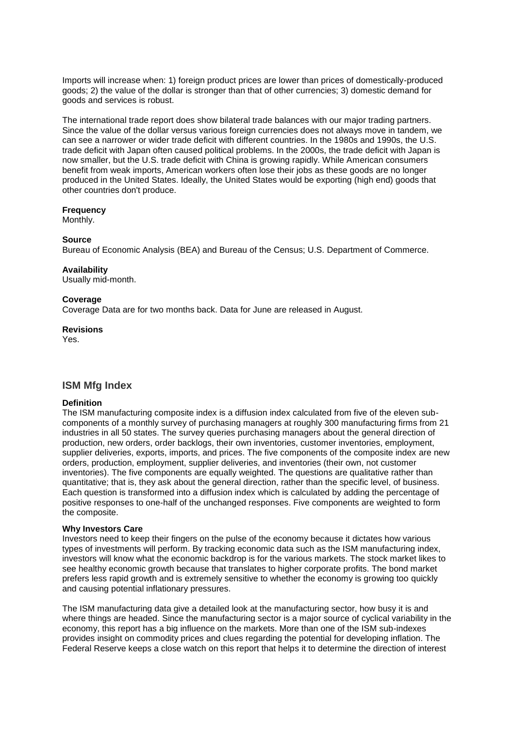Imports will increase when: 1) foreign product prices are lower than prices of domestically-produced goods; 2) the value of the dollar is stronger than that of other currencies; 3) domestic demand for goods and services is robust.

The international trade report does show bilateral trade balances with our major trading partners. Since the value of the dollar versus various foreign currencies does not always move in tandem, we can see a narrower or wider trade deficit with different countries. In the 1980s and 1990s, the U.S. trade deficit with Japan often caused political problems. In the 2000s, the trade deficit with Japan is now smaller, but the U.S. trade deficit with China is growing rapidly. While American consumers benefit from weak imports, American workers often lose their jobs as these goods are no longer produced in the United States. Ideally, the United States would be exporting (high end) goods that other countries don't produce.

**Frequency**
Monthly.

**Source**
Bureau of Economic Analysis (BEA) and Bureau of the Census; U.S. Department of Commerce.

**Availability**
Usually mid-month.

**Coverage**
Coverage Data are for two months back. Data for June are released in August.

**Revisions**
Yes.

## ISM Mfg Index

**Definition**
The ISM manufacturing composite index is a diffusion index calculated from five of the eleven sub-components of a monthly survey of purchasing managers at roughly 300 manufacturing firms from 21 industries in all 50 states. The survey queries purchasing managers about the general direction of production, new orders, order backlogs, their own inventories, customer inventories, employment, supplier deliveries, exports, imports, and prices. The five components of the composite index are new orders, production, employment, supplier deliveries, and inventories (their own, not customer inventories). The five components are equally weighted. The questions are qualitative rather than quantitative; that is, they ask about the general direction, rather than the specific level, of business. Each question is transformed into a diffusion index which is calculated by adding the percentage of positive responses to one-half of the unchanged responses. Five components are weighted to form the composite.

**Why Investors Care**
Investors need to keep their fingers on the pulse of the economy because it dictates how various types of investments will perform. By tracking economic data such as the ISM manufacturing index, investors will know what the economic backdrop is for the various markets. The stock market likes to see healthy economic growth because that translates to higher corporate profits. The bond market prefers less rapid growth and is extremely sensitive to whether the economy is growing too quickly and causing potential inflationary pressures.

The ISM manufacturing data give a detailed look at the manufacturing sector, how busy it is and where things are headed. Since the manufacturing sector is a major source of cyclical variability in the economy, this report has a big influence on the markets. More than one of the ISM sub-indexes provides insight on commodity prices and clues regarding the potential for developing inflation. The Federal Reserve keeps a close watch on this report that helps it to determine the direction of interest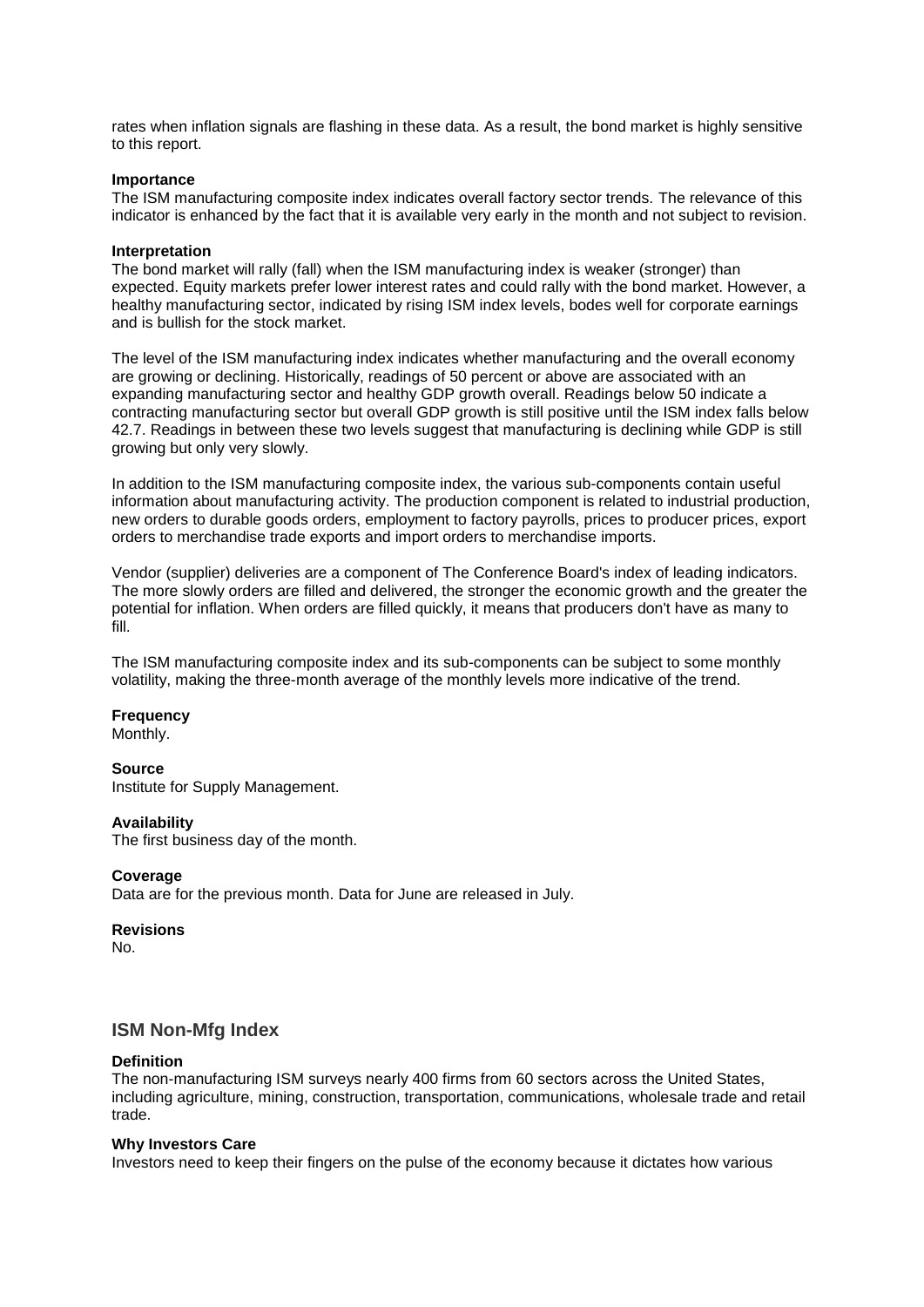rates when inflation signals are flashing in these data. As a result, the bond market is highly sensitive to this report.

**Importance**

The ISM manufacturing composite index indicates overall factory sector trends. The relevance of this indicator is enhanced by the fact that it is available very early in the month and not subject to revision.

**Interpretation**

The bond market will rally (fall) when the ISM manufacturing index is weaker (stronger) than expected. Equity markets prefer lower interest rates and could rally with the bond market. However, a healthy manufacturing sector, indicated by rising ISM index levels, bodes well for corporate earnings and is bullish for the stock market.

The level of the ISM manufacturing index indicates whether manufacturing and the overall economy are growing or declining. Historically, readings of 50 percent or above are associated with an expanding manufacturing sector and healthy GDP growth overall. Readings below 50 indicate a contracting manufacturing sector but overall GDP growth is still positive until the ISM index falls below 42.7. Readings in between these two levels suggest that manufacturing is declining while GDP is still growing but only very slowly.

In addition to the ISM manufacturing composite index, the various sub-components contain useful information about manufacturing activity. The production component is related to industrial production, new orders to durable goods orders, employment to factory payrolls, prices to producer prices, export orders to merchandise trade exports and import orders to merchandise imports.

Vendor (supplier) deliveries are a component of The Conference Board's index of leading indicators. The more slowly orders are filled and delivered, the stronger the economic growth and the greater the potential for inflation. When orders are filled quickly, it means that producers don't have as many to fill.

The ISM manufacturing composite index and its sub-components can be subject to some monthly volatility, making the three-month average of the monthly levels more indicative of the trend.

**Frequency**

Monthly.

**Source**

Institute for Supply Management.

**Availability**

The first business day of the month.

**Coverage**

Data are for the previous month. Data for June are released in July.

**Revisions**

No.

## ISM Non-Mfg Index

**Definition**

The non-manufacturing ISM surveys nearly 400 firms from 60 sectors across the United States, including agriculture, mining, construction, transportation, communications, wholesale trade and retail trade.

**Why Investors Care**

Investors need to keep their fingers on the pulse of the economy because it dictates how various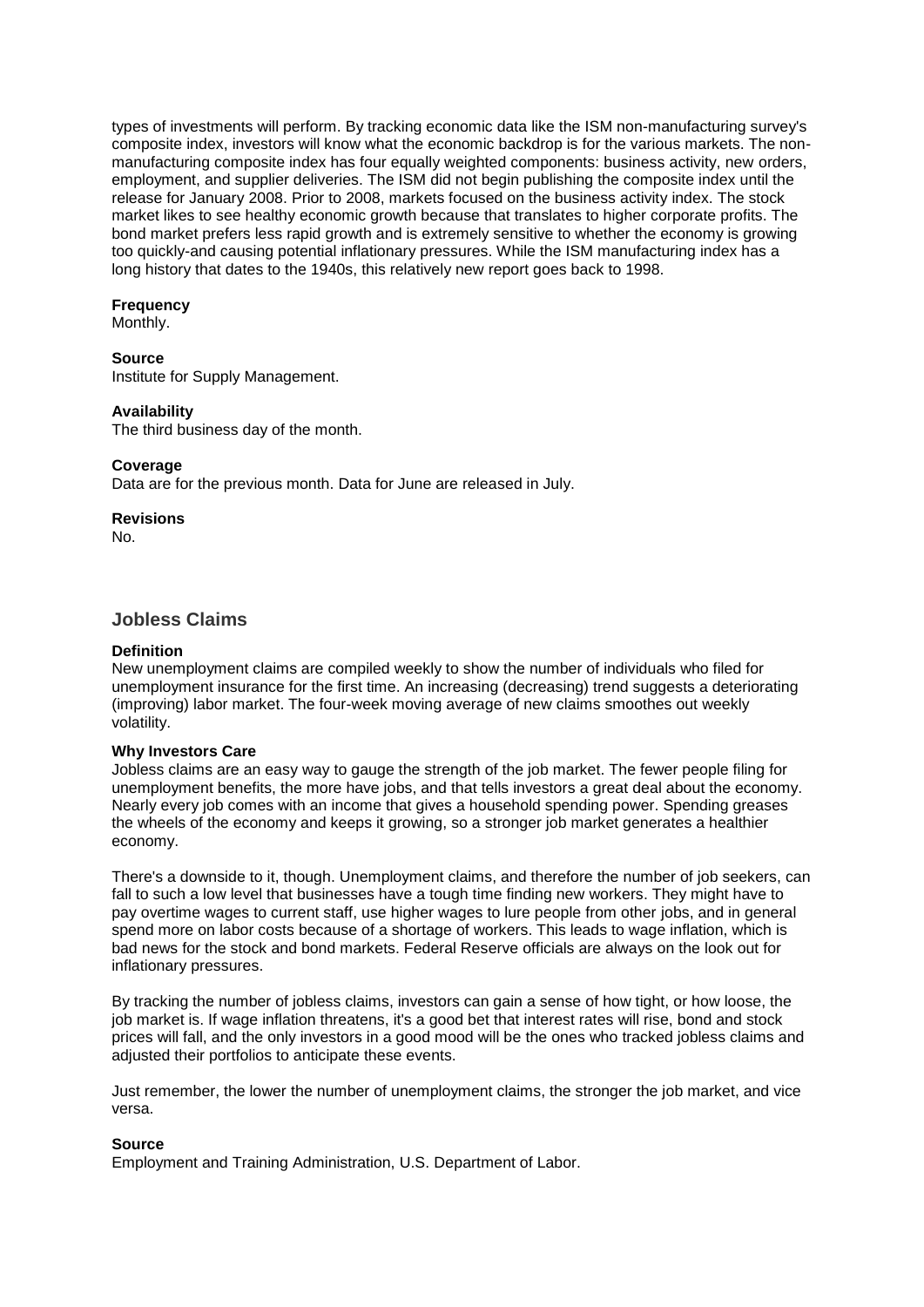types of investments will perform. By tracking economic data like the ISM non-manufacturing survey's composite index, investors will know what the economic backdrop is for the various markets. The non-manufacturing composite index has four equally weighted components: business activity, new orders, employment, and supplier deliveries. The ISM did not begin publishing the composite index until the release for January 2008. Prior to 2008, markets focused on the business activity index. The stock market likes to see healthy economic growth because that translates to higher corporate profits. The bond market prefers less rapid growth and is extremely sensitive to whether the economy is growing too quickly-and causing potential inflationary pressures. While the ISM manufacturing index has a long history that dates to the 1940s, this relatively new report goes back to 1998.

**Frequency**
Monthly.

**Source**
Institute for Supply Management.

**Availability**
The third business day of the month.

**Coverage**
Data are for the previous month. Data for June are released in July.

**Revisions**
No.

## Jobless Claims

**Definition**
New unemployment claims are compiled weekly to show the number of individuals who filed for unemployment insurance for the first time. An increasing (decreasing) trend suggests a deteriorating (improving) labor market. The four-week moving average of new claims smoothes out weekly volatility.

**Why Investors Care**
Jobless claims are an easy way to gauge the strength of the job market. The fewer people filing for unemployment benefits, the more have jobs, and that tells investors a great deal about the economy. Nearly every job comes with an income that gives a household spending power. Spending greases the wheels of the economy and keeps it growing, so a stronger job market generates a healthier economy.

There's a downside to it, though. Unemployment claims, and therefore the number of job seekers, can fall to such a low level that businesses have a tough time finding new workers. They might have to pay overtime wages to current staff, use higher wages to lure people from other jobs, and in general spend more on labor costs because of a shortage of workers. This leads to wage inflation, which is bad news for the stock and bond markets. Federal Reserve officials are always on the look out for inflationary pressures.

By tracking the number of jobless claims, investors can gain a sense of how tight, or how loose, the job market is. If wage inflation threatens, it's a good bet that interest rates will rise, bond and stock prices will fall, and the only investors in a good mood will be the ones who tracked jobless claims and adjusted their portfolios to anticipate these events.

Just remember, the lower the number of unemployment claims, the stronger the job market, and vice versa.

**Source**
Employment and Training Administration, U.S. Department of Labor.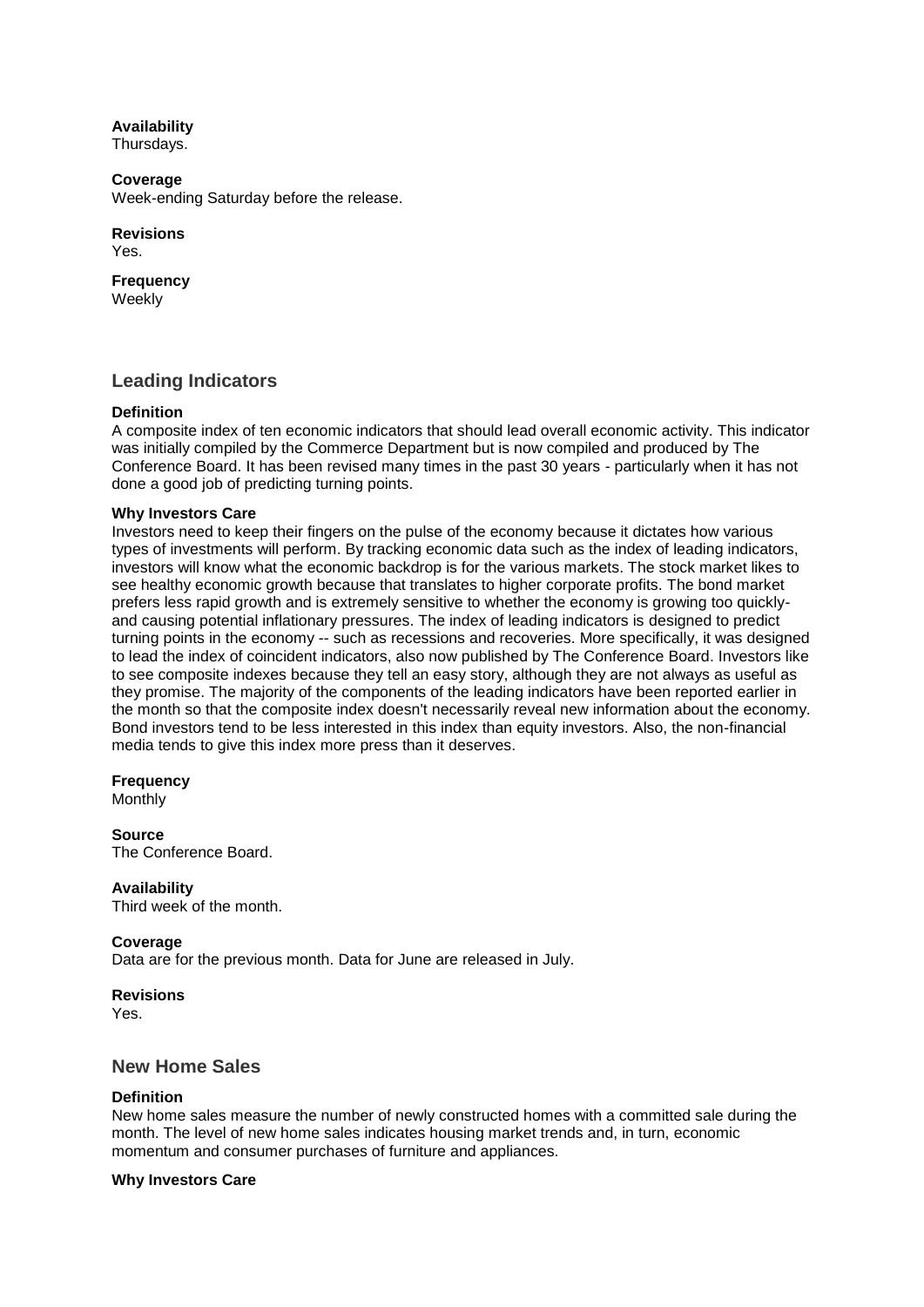**Availability**
Thursdays.

**Coverage**
Week-ending Saturday before the release.

**Revisions**
Yes.

**Frequency**
Weekly

## Leading Indicators

**Definition**
A composite index of ten economic indicators that should lead overall economic activity. This indicator was initially compiled by the Commerce Department but is now compiled and produced by The Conference Board. It has been revised many times in the past 30 years - particularly when it has not done a good job of predicting turning points.

**Why Investors Care**
Investors need to keep their fingers on the pulse of the economy because it dictates how various types of investments will perform. By tracking economic data such as the index of leading indicators, investors will know what the economic backdrop is for the various markets. The stock market likes to see healthy economic growth because that translates to higher corporate profits. The bond market prefers less rapid growth and is extremely sensitive to whether the economy is growing too quickly- and causing potential inflationary pressures. The index of leading indicators is designed to predict turning points in the economy -- such as recessions and recoveries. More specifically, it was designed to lead the index of coincident indicators, also now published by The Conference Board. Investors like to see composite indexes because they tell an easy story, although they are not always as useful as they promise. The majority of the components of the leading indicators have been reported earlier in the month so that the composite index doesn't necessarily reveal new information about the economy. Bond investors tend to be less interested in this index than equity investors. Also, the non-financial media tends to give this index more press than it deserves.

**Frequency**
Monthly

**Source**
The Conference Board.

**Availability**
Third week of the month.

**Coverage**
Data are for the previous month. Data for June are released in July.

**Revisions**
Yes.

## New Home Sales

**Definition**
New home sales measure the number of newly constructed homes with a committed sale during the month. The level of new home sales indicates housing market trends and, in turn, economic momentum and consumer purchases of furniture and appliances.

**Why Investors Care**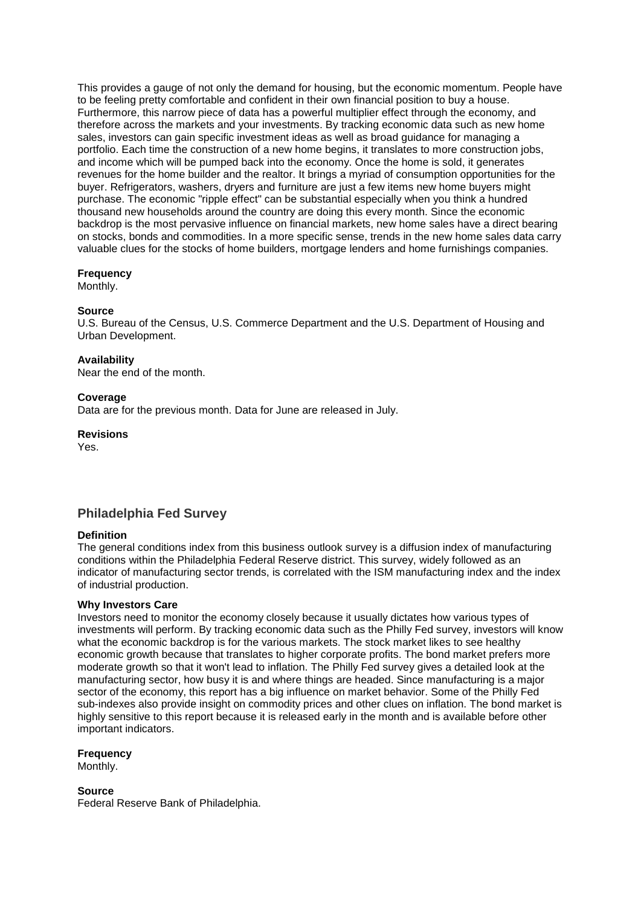This provides a gauge of not only the demand for housing, but the economic momentum. People have to be feeling pretty comfortable and confident in their own financial position to buy a house. Furthermore, this narrow piece of data has a powerful multiplier effect through the economy, and therefore across the markets and your investments. By tracking economic data such as new home sales, investors can gain specific investment ideas as well as broad guidance for managing a portfolio. Each time the construction of a new home begins, it translates to more construction jobs, and income which will be pumped back into the economy. Once the home is sold, it generates revenues for the home builder and the realtor. It brings a myriad of consumption opportunities for the buyer. Refrigerators, washers, dryers and furniture are just a few items new home buyers might purchase. The economic "ripple effect" can be substantial especially when you think a hundred thousand new households around the country are doing this every month. Since the economic backdrop is the most pervasive influence on financial markets, new home sales have a direct bearing on stocks, bonds and commodities. In a more specific sense, trends in the new home sales data carry valuable clues for the stocks of home builders, mortgage lenders and home furnishings companies.

**Frequency**
Monthly.

**Source**
U.S. Bureau of the Census, U.S. Commerce Department and the U.S. Department of Housing and Urban Development.

**Availability**
Near the end of the month.

**Coverage**
Data are for the previous month. Data for June are released in July.

**Revisions**
Yes.

## Philadelphia Fed Survey

**Definition**
The general conditions index from this business outlook survey is a diffusion index of manufacturing conditions within the Philadelphia Federal Reserve district. This survey, widely followed as an indicator of manufacturing sector trends, is correlated with the ISM manufacturing index and the index of industrial production.

**Why Investors Care**
Investors need to monitor the economy closely because it usually dictates how various types of investments will perform. By tracking economic data such as the Philly Fed survey, investors will know what the economic backdrop is for the various markets. The stock market likes to see healthy economic growth because that translates to higher corporate profits. The bond market prefers more moderate growth so that it won't lead to inflation. The Philly Fed survey gives a detailed look at the manufacturing sector, how busy it is and where things are headed. Since manufacturing is a major sector of the economy, this report has a big influence on market behavior. Some of the Philly Fed sub-indexes also provide insight on commodity prices and other clues on inflation. The bond market is highly sensitive to this report because it is released early in the month and is available before other important indicators.

**Frequency**
Monthly.

**Source**
Federal Reserve Bank of Philadelphia.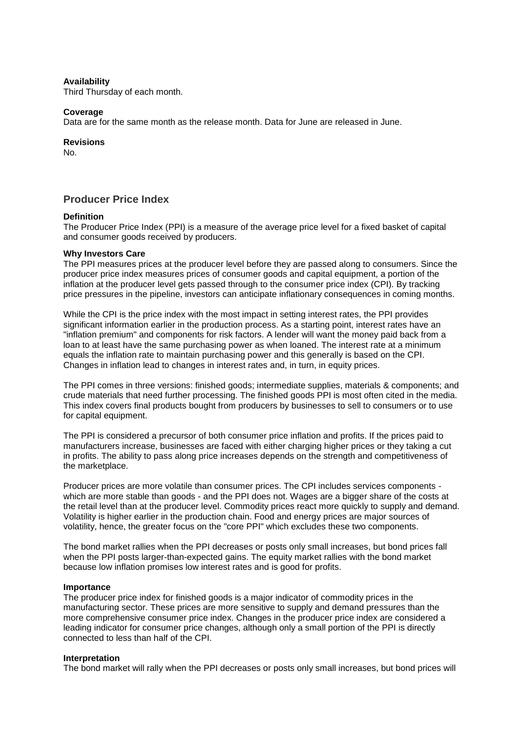**Availability**  
Third Thursday of each month.

**Coverage**  
Data are for the same month as the release month. Data for June are released in June.

**Revisions**  
No.

## Producer Price Index

**Definition**  
The Producer Price Index (PPI) is a measure of the average price level for a fixed basket of capital and consumer goods received by producers.

**Why Investors Care**  
The PPI measures prices at the producer level before they are passed along to consumers. Since the producer price index measures prices of consumer goods and capital equipment, a portion of the inflation at the producer level gets passed through to the consumer price index (CPI). By tracking price pressures in the pipeline, investors can anticipate inflationary consequences in coming months.

While the CPI is the price index with the most impact in setting interest rates, the PPI provides significant information earlier in the production process. As a starting point, interest rates have an "inflation premium" and components for risk factors. A lender will want the money paid back from a loan to at least have the same purchasing power as when loaned. The interest rate at a minimum equals the inflation rate to maintain purchasing power and this generally is based on the CPI. Changes in inflation lead to changes in interest rates and, in turn, in equity prices.

The PPI comes in three versions: finished goods; intermediate supplies, materials & components; and crude materials that need further processing. The finished goods PPI is most often cited in the media. This index covers final products bought from producers by businesses to sell to consumers or to use for capital equipment.

The PPI is considered a precursor of both consumer price inflation and profits. If the prices paid to manufacturers increase, businesses are faced with either charging higher prices or they taking a cut in profits. The ability to pass along price increases depends on the strength and competitiveness of the marketplace.

Producer prices are more volatile than consumer prices. The CPI includes services components - which are more stable than goods - and the PPI does not. Wages are a bigger share of the costs at the retail level than at the producer level. Commodity prices react more quickly to supply and demand. Volatility is higher earlier in the production chain. Food and energy prices are major sources of volatility, hence, the greater focus on the "core PPI" which excludes these two components.

The bond market rallies when the PPI decreases or posts only small increases, but bond prices fall when the PPI posts larger-than-expected gains. The equity market rallies with the bond market because low inflation promises low interest rates and is good for profits.

**Importance**  
The producer price index for finished goods is a major indicator of commodity prices in the manufacturing sector. These prices are more sensitive to supply and demand pressures than the more comprehensive consumer price index. Changes in the producer price index are considered a leading indicator for consumer price changes, although only a small portion of the PPI is directly connected to less than half of the CPI.

**Interpretation**  
The bond market will rally when the PPI decreases or posts only small increases, but bond prices will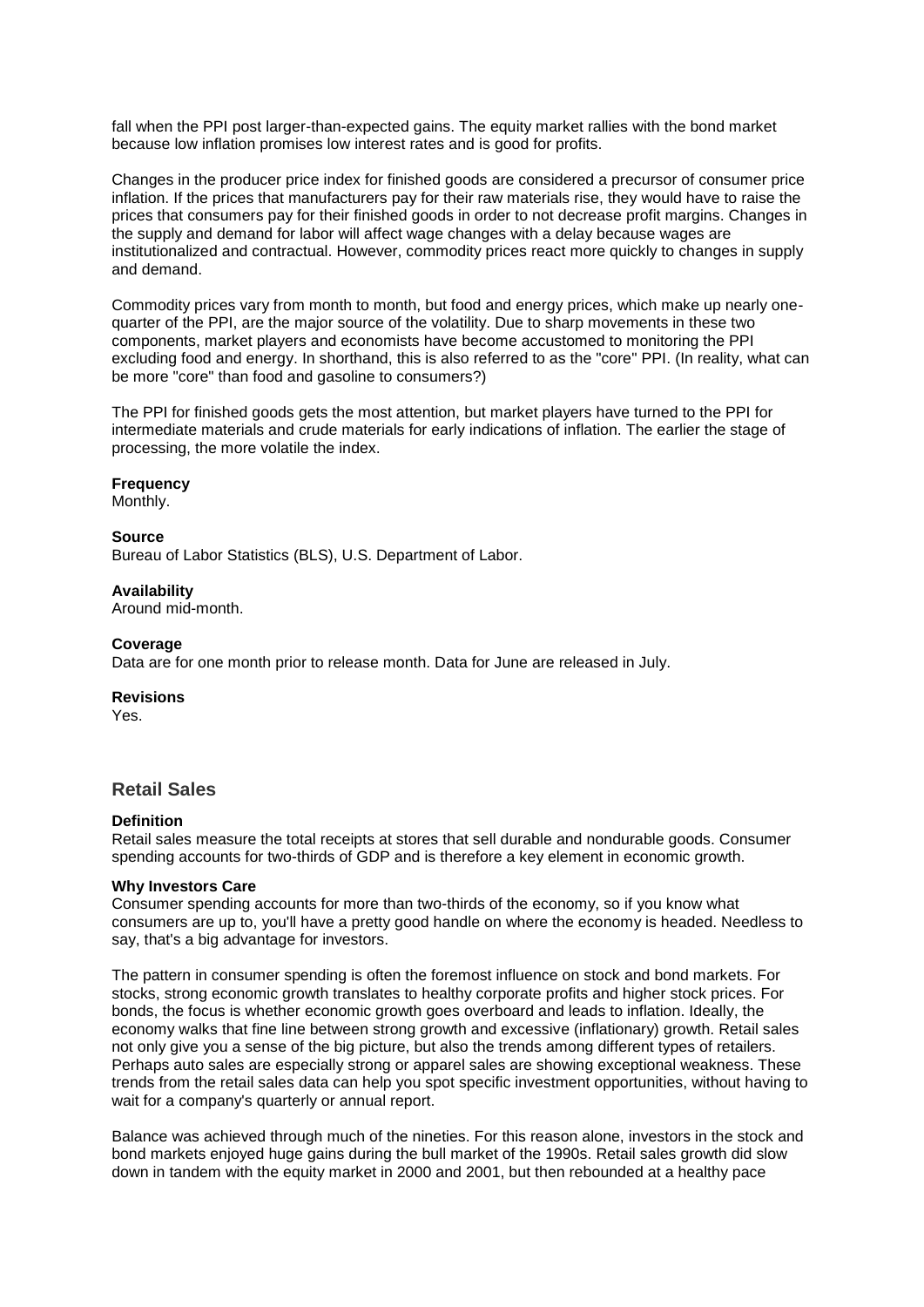fall when the PPI post larger-than-expected gains. The equity market rallies with the bond market because low inflation promises low interest rates and is good for profits.

Changes in the producer price index for finished goods are considered a precursor of consumer price inflation. If the prices that manufacturers pay for their raw materials rise, they would have to raise the prices that consumers pay for their finished goods in order to not decrease profit margins. Changes in the supply and demand for labor will affect wage changes with a delay because wages are institutionalized and contractual. However, commodity prices react more quickly to changes in supply and demand.

Commodity prices vary from month to month, but food and energy prices, which make up nearly one-quarter of the PPI, are the major source of the volatility. Due to sharp movements in these two components, market players and economists have become accustomed to monitoring the PPI excluding food and energy. In shorthand, this is also referred to as the "core" PPI. (In reality, what can be more "core" than food and gasoline to consumers?)

The PPI for finished goods gets the most attention, but market players have turned to the PPI for intermediate materials and crude materials for early indications of inflation. The earlier the stage of processing, the more volatile the index.

**Frequency**
Monthly.

**Source**
Bureau of Labor Statistics (BLS), U.S. Department of Labor.

**Availability**
Around mid-month.

**Coverage**
Data are for one month prior to release month. Data for June are released in July.

**Revisions**
Yes.

## Retail Sales

**Definition**
Retail sales measure the total receipts at stores that sell durable and nondurable goods. Consumer spending accounts for two-thirds of GDP and is therefore a key element in economic growth.

**Why Investors Care**
Consumer spending accounts for more than two-thirds of the economy, so if you know what consumers are up to, you'll have a pretty good handle on where the economy is headed. Needless to say, that's a big advantage for investors.

The pattern in consumer spending is often the foremost influence on stock and bond markets. For stocks, strong economic growth translates to healthy corporate profits and higher stock prices. For bonds, the focus is whether economic growth goes overboard and leads to inflation. Ideally, the economy walks that fine line between strong growth and excessive (inflationary) growth. Retail sales not only give you a sense of the big picture, but also the trends among different types of retailers. Perhaps auto sales are especially strong or apparel sales are showing exceptional weakness. These trends from the retail sales data can help you spot specific investment opportunities, without having to wait for a company's quarterly or annual report.

Balance was achieved through much of the nineties. For this reason alone, investors in the stock and bond markets enjoyed huge gains during the bull market of the 1990s. Retail sales growth did slow down in tandem with the equity market in 2000 and 2001, but then rebounded at a healthy pace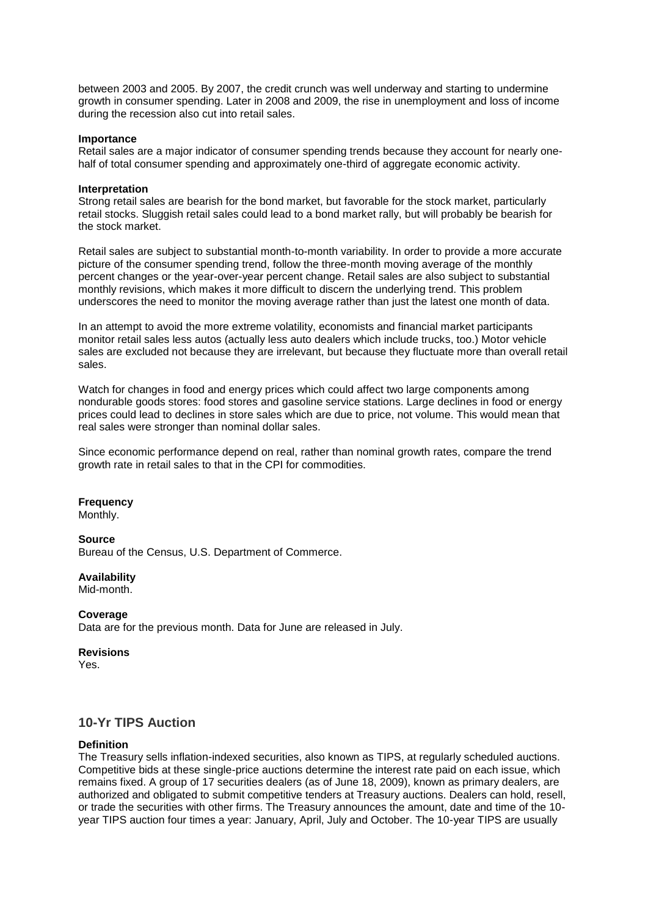between 2003 and 2005. By 2007, the credit crunch was well underway and starting to undermine growth in consumer spending. Later in 2008 and 2009, the rise in unemployment and loss of income during the recession also cut into retail sales.

**Importance**
Retail sales are a major indicator of consumer spending trends because they account for nearly one-half of total consumer spending and approximately one-third of aggregate economic activity.

**Interpretation**
Strong retail sales are bearish for the bond market, but favorable for the stock market, particularly retail stocks. Sluggish retail sales could lead to a bond market rally, but will probably be bearish for the stock market.

Retail sales are subject to substantial month-to-month variability. In order to provide a more accurate picture of the consumer spending trend, follow the three-month moving average of the monthly percent changes or the year-over-year percent change. Retail sales are also subject to substantial monthly revisions, which makes it more difficult to discern the underlying trend. This problem underscores the need to monitor the moving average rather than just the latest one month of data.

In an attempt to avoid the more extreme volatility, economists and financial market participants monitor retail sales less autos (actually less auto dealers which include trucks, too.) Motor vehicle sales are excluded not because they are irrelevant, but because they fluctuate more than overall retail sales.

Watch for changes in food and energy prices which could affect two large components among nondurable goods stores: food stores and gasoline service stations. Large declines in food or energy prices could lead to declines in store sales which are due to price, not volume. This would mean that real sales were stronger than nominal dollar sales.

Since economic performance depend on real, rather than nominal growth rates, compare the trend growth rate in retail sales to that in the CPI for commodities.

**Frequency**
Monthly.

**Source**
Bureau of the Census, U.S. Department of Commerce.

**Availability**
Mid-month.

**Coverage**
Data are for the previous month. Data for June are released in July.

**Revisions**
Yes.

## 10-Yr TIPS Auction

**Definition**
The Treasury sells inflation-indexed securities, also known as TIPS, at regularly scheduled auctions. Competitive bids at these single-price auctions determine the interest rate paid on each issue, which remains fixed. A group of 17 securities dealers (as of June 18, 2009), known as primary dealers, are authorized and obligated to submit competitive tenders at Treasury auctions. Dealers can hold, resell, or trade the securities with other firms. The Treasury announces the amount, date and time of the 10-year TIPS auction four times a year: January, April, July and October. The 10-year TIPS are usually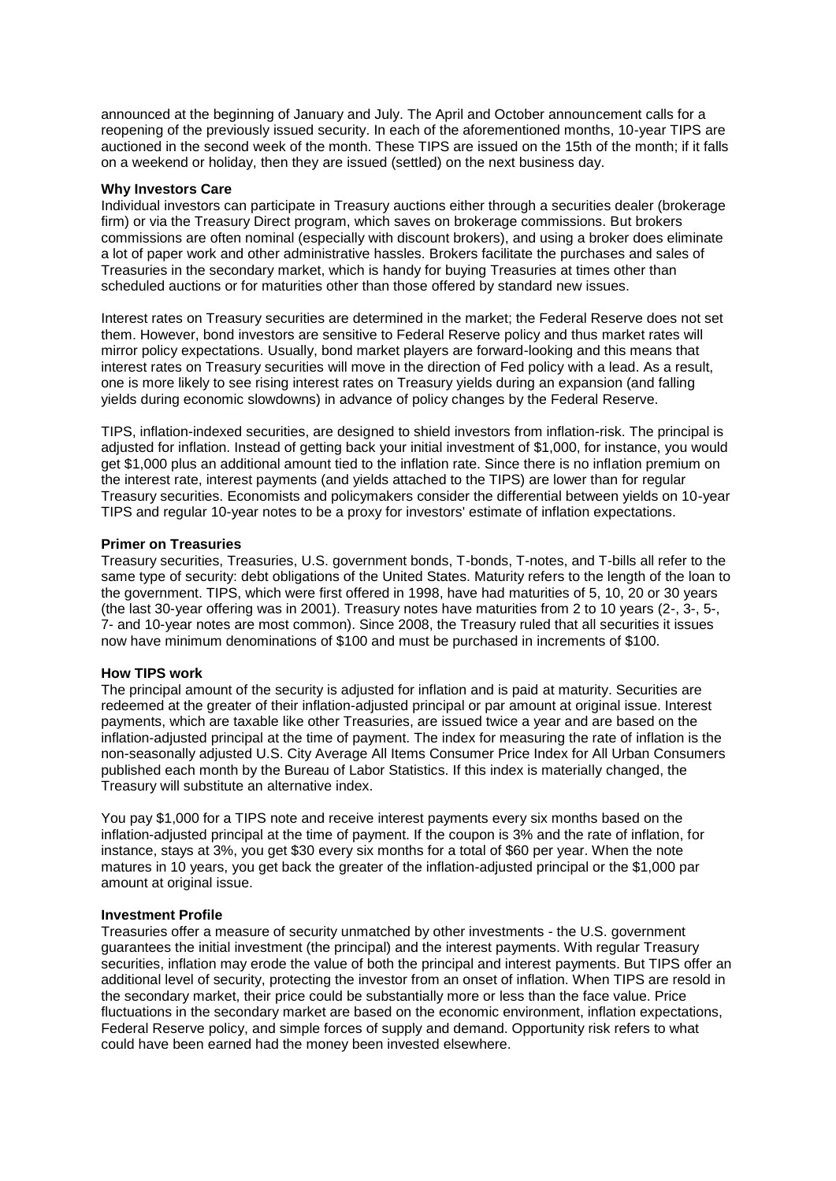announced at the beginning of January and July. The April and October announcement calls for a reopening of the previously issued security. In each of the aforementioned months, 10-year TIPS are auctioned in the second week of the month. These TIPS are issued on the 15th of the month; if it falls on a weekend or holiday, then they are issued (settled) on the next business day.

**Why Investors Care**

Individual investors can participate in Treasury auctions either through a securities dealer (brokerage firm) or via the Treasury Direct program, which saves on brokerage commissions. But brokers commissions are often nominal (especially with discount brokers), and using a broker does eliminate a lot of paper work and other administrative hassles. Brokers facilitate the purchases and sales of Treasuries in the secondary market, which is handy for buying Treasuries at times other than scheduled auctions or for maturities other than those offered by standard new issues.

Interest rates on Treasury securities are determined in the market; the Federal Reserve does not set them. However, bond investors are sensitive to Federal Reserve policy and thus market rates will mirror policy expectations. Usually, bond market players are forward-looking and this means that interest rates on Treasury securities will move in the direction of Fed policy with a lead. As a result, one is more likely to see rising interest rates on Treasury yields during an expansion (and falling yields during economic slowdowns) in advance of policy changes by the Federal Reserve.

TIPS, inflation-indexed securities, are designed to shield investors from inflation-risk. The principal is adjusted for inflation. Instead of getting back your initial investment of $1,000, for instance, you would get $1,000 plus an additional amount tied to the inflation rate. Since there is no inflation premium on the interest rate, interest payments (and yields attached to the TIPS) are lower than for regular Treasury securities. Economists and policymakers consider the differential between yields on 10-year TIPS and regular 10-year notes to be a proxy for investors' estimate of inflation expectations.

**Primer on Treasuries**

Treasury securities, Treasuries, U.S. government bonds, T-bonds, T-notes, and T-bills all refer to the same type of security: debt obligations of the United States. Maturity refers to the length of the loan to the government. TIPS, which were first offered in 1998, have had maturities of 5, 10, 20 or 30 years (the last 30-year offering was in 2001). Treasury notes have maturities from 2 to 10 years (2-, 3-, 5-, 7- and 10-year notes are most common). Since 2008, the Treasury ruled that all securities it issues now have minimum denominations of $100 and must be purchased in increments of $100.

**How TIPS work**

The principal amount of the security is adjusted for inflation and is paid at maturity. Securities are redeemed at the greater of their inflation-adjusted principal or par amount at original issue. Interest payments, which are taxable like other Treasuries, are issued twice a year and are based on the inflation-adjusted principal at the time of payment. The index for measuring the rate of inflation is the non-seasonally adjusted U.S. City Average All Items Consumer Price Index for All Urban Consumers published each month by the Bureau of Labor Statistics. If this index is materially changed, the Treasury will substitute an alternative index.

You pay $1,000 for a TIPS note and receive interest payments every six months based on the inflation-adjusted principal at the time of payment. If the coupon is 3% and the rate of inflation, for instance, stays at 3%, you get $30 every six months for a total of $60 per year. When the note matures in 10 years, you get back the greater of the inflation-adjusted principal or the $1,000 par amount at original issue.

**Investment Profile**

Treasuries offer a measure of security unmatched by other investments - the U.S. government guarantees the initial investment (the principal) and the interest payments. With regular Treasury securities, inflation may erode the value of both the principal and interest payments. But TIPS offer an additional level of security, protecting the investor from an onset of inflation. When TIPS are resold in the secondary market, their price could be substantially more or less than the face value. Price fluctuations in the secondary market are based on the economic environment, inflation expectations, Federal Reserve policy, and simple forces of supply and demand. Opportunity risk refers to what could have been earned had the money been invested elsewhere.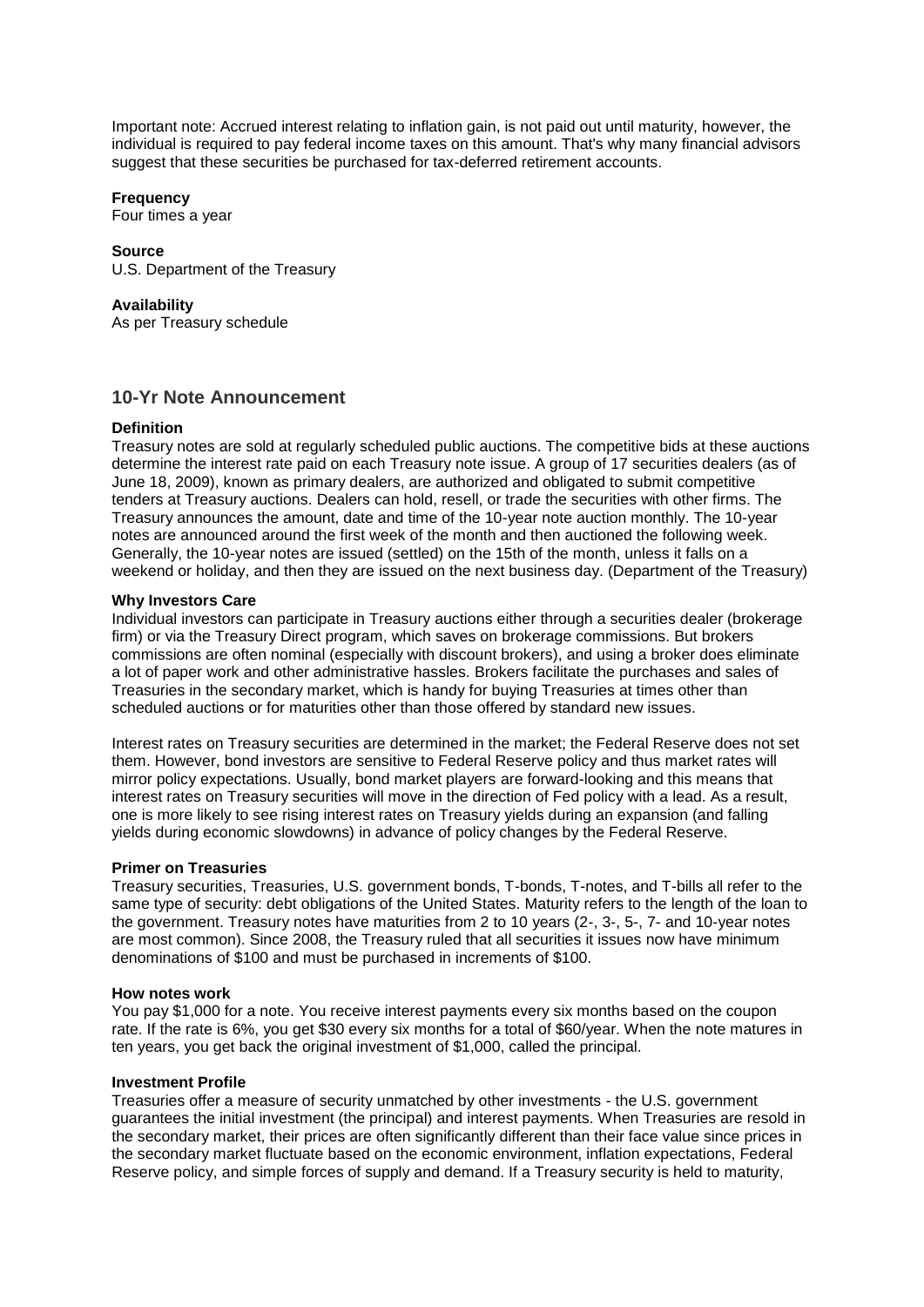Important note: Accrued interest relating to inflation gain, is not paid out until maturity, however, the individual is required to pay federal income taxes on this amount. That's why many financial advisors suggest that these securities be purchased for tax-deferred retirement accounts.

**Frequency**
Four times a year

**Source**
U.S. Department of the Treasury

**Availability**
As per Treasury schedule

## 10-Yr Note Announcement

**Definition**
Treasury notes are sold at regularly scheduled public auctions. The competitive bids at these auctions determine the interest rate paid on each Treasury note issue. A group of 17 securities dealers (as of June 18, 2009), known as primary dealers, are authorized and obligated to submit competitive tenders at Treasury auctions. Dealers can hold, resell, or trade the securities with other firms. The Treasury announces the amount, date and time of the 10-year note auction monthly. The 10-year notes are announced around the first week of the month and then auctioned the following week. Generally, the 10-year notes are issued (settled) on the 15th of the month, unless it falls on a weekend or holiday, and then they are issued on the next business day. (Department of the Treasury)

**Why Investors Care**
Individual investors can participate in Treasury auctions either through a securities dealer (brokerage firm) or via the Treasury Direct program, which saves on brokerage commissions. But brokers commissions are often nominal (especially with discount brokers), and using a broker does eliminate a lot of paper work and other administrative hassles. Brokers facilitate the purchases and sales of Treasuries in the secondary market, which is handy for buying Treasuries at times other than scheduled auctions or for maturities other than those offered by standard new issues.

Interest rates on Treasury securities are determined in the market; the Federal Reserve does not set them. However, bond investors are sensitive to Federal Reserve policy and thus market rates will mirror policy expectations. Usually, bond market players are forward-looking and this means that interest rates on Treasury securities will move in the direction of Fed policy with a lead. As a result, one is more likely to see rising interest rates on Treasury yields during an expansion (and falling yields during economic slowdowns) in advance of policy changes by the Federal Reserve.

**Primer on Treasuries**
Treasury securities, Treasuries, U.S. government bonds, T-bonds, T-notes, and T-bills all refer to the same type of security: debt obligations of the United States. Maturity refers to the length of the loan to the government. Treasury notes have maturities from 2 to 10 years (2-, 3-, 5-, 7- and 10-year notes are most common). Since 2008, the Treasury ruled that all securities it issues now have minimum denominations of $100 and must be purchased in increments of $100.

**How notes work**
You pay $1,000 for a note. You receive interest payments every six months based on the coupon rate. If the rate is 6%, you get $30 every six months for a total of $60/year. When the note matures in ten years, you get back the original investment of $1,000, called the principal.

**Investment Profile**
Treasuries offer a measure of security unmatched by other investments - the U.S. government guarantees the initial investment (the principal) and interest payments. When Treasuries are resold in the secondary market, their prices are often significantly different than their face value since prices in the secondary market fluctuate based on the economic environment, inflation expectations, Federal Reserve policy, and simple forces of supply and demand. If a Treasury security is held to maturity,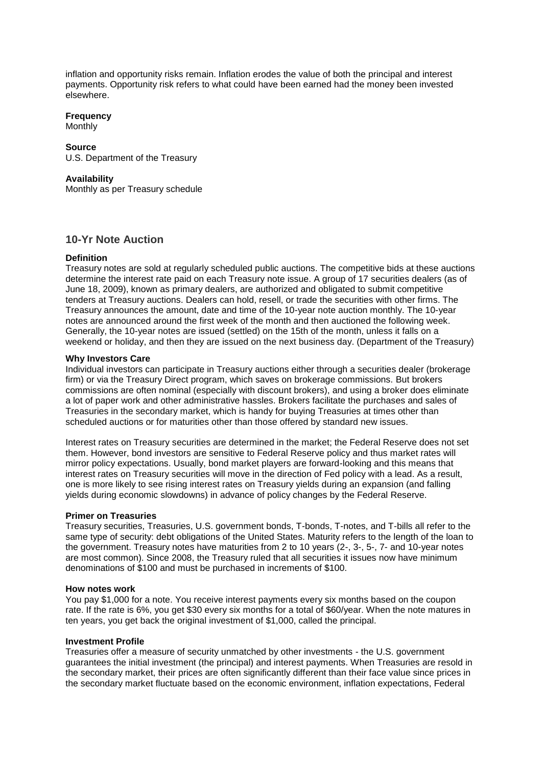inflation and opportunity risks remain. Inflation erodes the value of both the principal and interest payments. Opportunity risk refers to what could have been earned had the money been invested elsewhere.

**Frequency**
Monthly

**Source**
U.S. Department of the Treasury

**Availability**
Monthly as per Treasury schedule

## 10-Yr Note Auction

**Definition**
Treasury notes are sold at regularly scheduled public auctions. The competitive bids at these auctions determine the interest rate paid on each Treasury note issue. A group of 17 securities dealers (as of June 18, 2009), known as primary dealers, are authorized and obligated to submit competitive tenders at Treasury auctions. Dealers can hold, resell, or trade the securities with other firms. The Treasury announces the amount, date and time of the 10-year note auction monthly. The 10-year notes are announced around the first week of the month and then auctioned the following week. Generally, the 10-year notes are issued (settled) on the 15th of the month, unless it falls on a weekend or holiday, and then they are issued on the next business day. (Department of the Treasury)

**Why Investors Care**
Individual investors can participate in Treasury auctions either through a securities dealer (brokerage firm) or via the Treasury Direct program, which saves on brokerage commissions. But brokers commissions are often nominal (especially with discount brokers), and using a broker does eliminate a lot of paper work and other administrative hassles. Brokers facilitate the purchases and sales of Treasuries in the secondary market, which is handy for buying Treasuries at times other than scheduled auctions or for maturities other than those offered by standard new issues.

Interest rates on Treasury securities are determined in the market; the Federal Reserve does not set them. However, bond investors are sensitive to Federal Reserve policy and thus market rates will mirror policy expectations. Usually, bond market players are forward-looking and this means that interest rates on Treasury securities will move in the direction of Fed policy with a lead. As a result, one is more likely to see rising interest rates on Treasury yields during an expansion (and falling yields during economic slowdowns) in advance of policy changes by the Federal Reserve.

**Primer on Treasuries**
Treasury securities, Treasuries, U.S. government bonds, T-bonds, T-notes, and T-bills all refer to the same type of security: debt obligations of the United States. Maturity refers to the length of the loan to the government. Treasury notes have maturities from 2 to 10 years (2-, 3-, 5-, 7- and 10-year notes are most common). Since 2008, the Treasury ruled that all securities it issues now have minimum denominations of $100 and must be purchased in increments of $100.

**How notes work**
You pay $1,000 for a note. You receive interest payments every six months based on the coupon rate. If the rate is 6%, you get $30 every six months for a total of $60/year. When the note matures in ten years, you get back the original investment of $1,000, called the principal.

**Investment Profile**
Treasuries offer a measure of security unmatched by other investments - the U.S. government guarantees the initial investment (the principal) and interest payments. When Treasuries are resold in the secondary market, their prices are often significantly different than their face value since prices in the secondary market fluctuate based on the economic environment, inflation expectations, Federal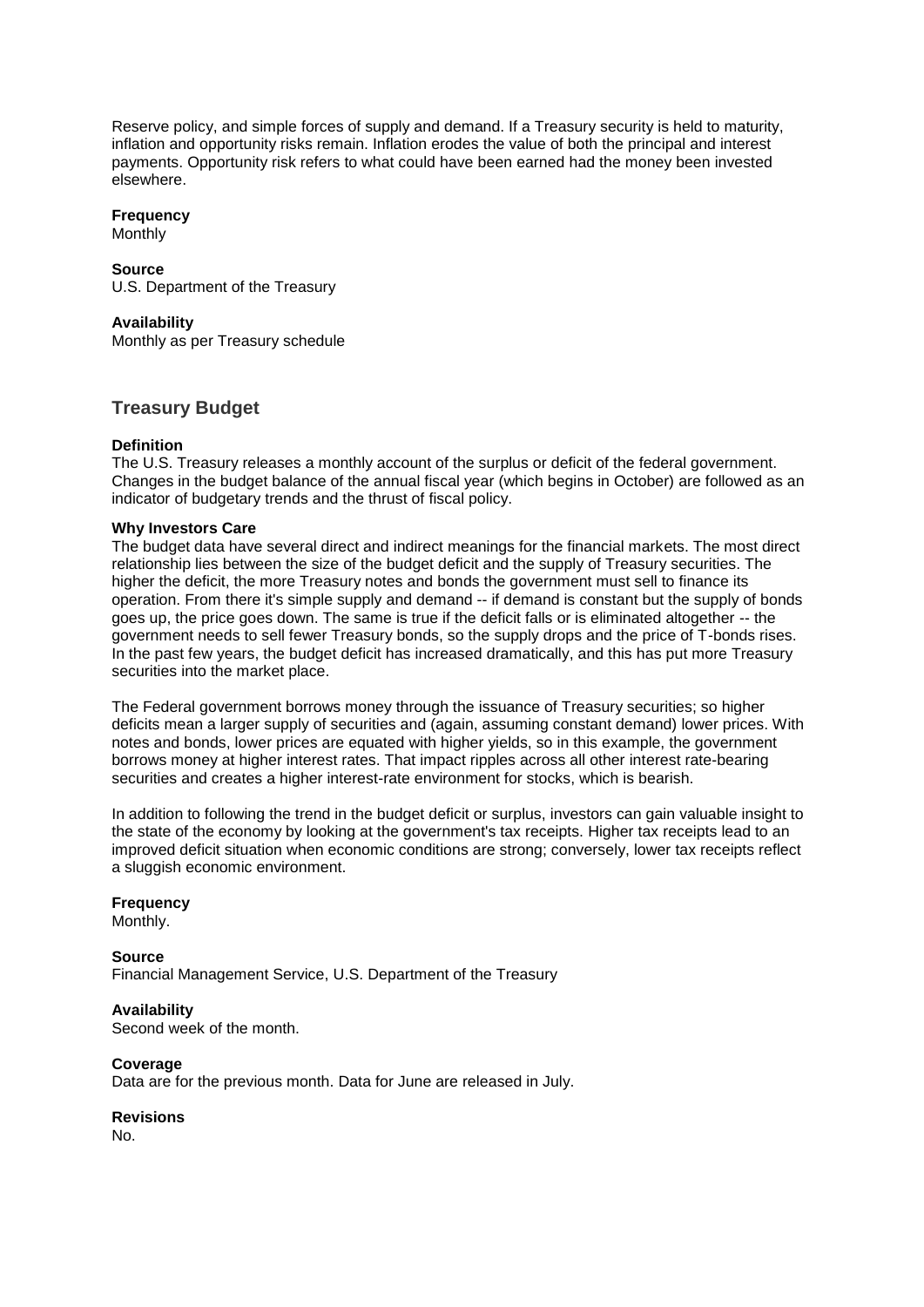Reserve policy, and simple forces of supply and demand. If a Treasury security is held to maturity, inflation and opportunity risks remain. Inflation erodes the value of both the principal and interest payments. Opportunity risk refers to what could have been earned had the money been invested elsewhere.

**Frequency**
Monthly

**Source**
U.S. Department of the Treasury

**Availability**
Monthly as per Treasury schedule

## Treasury Budget

**Definition**
The U.S. Treasury releases a monthly account of the surplus or deficit of the federal government. Changes in the budget balance of the annual fiscal year (which begins in October) are followed as an indicator of budgetary trends and the thrust of fiscal policy.

**Why Investors Care**
The budget data have several direct and indirect meanings for the financial markets. The most direct relationship lies between the size of the budget deficit and the supply of Treasury securities. The higher the deficit, the more Treasury notes and bonds the government must sell to finance its operation. From there it's simple supply and demand -- if demand is constant but the supply of bonds goes up, the price goes down. The same is true if the deficit falls or is eliminated altogether -- the government needs to sell fewer Treasury bonds, so the supply drops and the price of T-bonds rises. In the past few years, the budget deficit has increased dramatically, and this has put more Treasury securities into the market place.

The Federal government borrows money through the issuance of Treasury securities; so higher deficits mean a larger supply of securities and (again, assuming constant demand) lower prices. With notes and bonds, lower prices are equated with higher yields, so in this example, the government borrows money at higher interest rates. That impact ripples across all other interest rate-bearing securities and creates a higher interest-rate environment for stocks, which is bearish.

In addition to following the trend in the budget deficit or surplus, investors can gain valuable insight to the state of the economy by looking at the government's tax receipts. Higher tax receipts lead to an improved deficit situation when economic conditions are strong; conversely, lower tax receipts reflect a sluggish economic environment.

**Frequency**
Monthly.

**Source**
Financial Management Service, U.S. Department of the Treasury

**Availability**
Second week of the month.

**Coverage**
Data are for the previous month. Data for June are released in July.

**Revisions**
No.